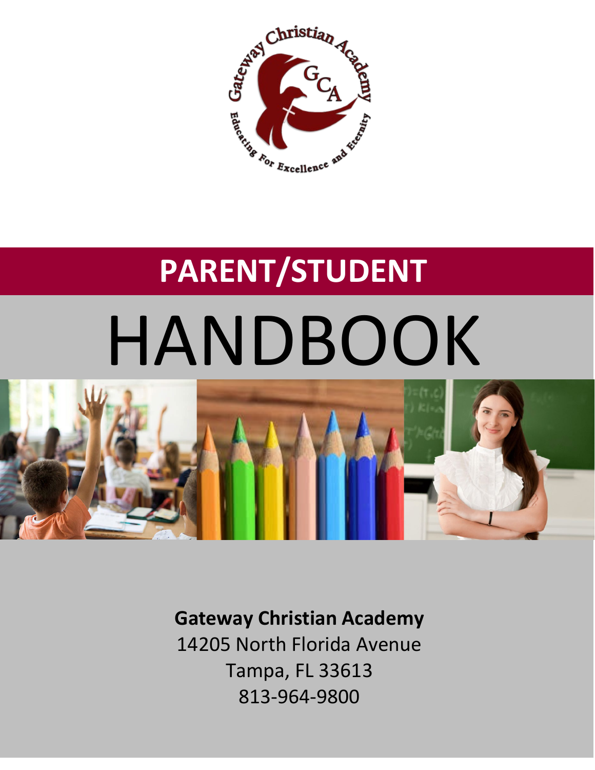# PARENT/STUDENT

# HANDBOOK

**Gateway Christian Academy**
14205 North Florida Avenue
Tampa, FL 33613
813-964-9800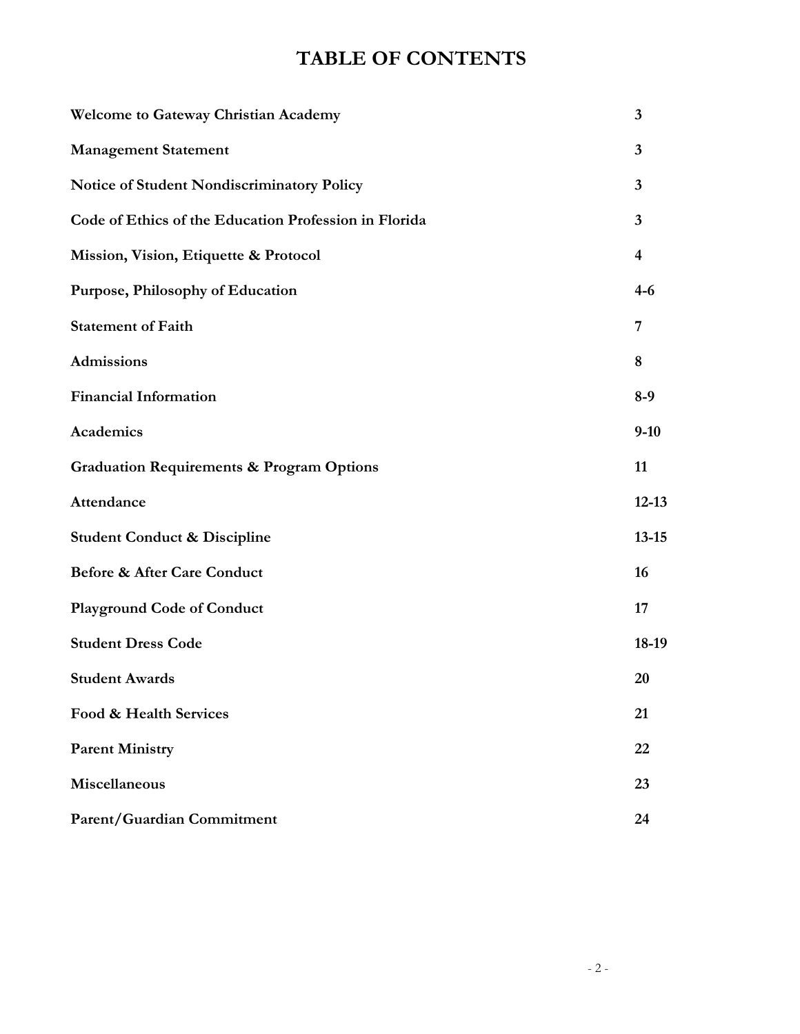# TABLE OF CONTENTS

| | |
|---|---|
| **Welcome to Gateway Christian Academy** | **3** |
| **Management Statement** | **3** |
| **Notice of Student Nondiscriminatory Policy** | **3** |
| **Code of Ethics of the Education Profession in Florida** | **3** |
| **Mission, Vision, Etiquette & Protocol** | **4** |
| **Purpose, Philosophy of Education** | **4-6** |
| **Statement of Faith** | **7** |
| **Admissions** | **8** |
| **Financial Information** | **8-9** |
| **Academics** | **9-10** |
| **Graduation Requirements & Program Options** | **11** |
| **Attendance** | **12-13** |
| **Student Conduct & Discipline** | **13-15** |
| **Before & After Care Conduct** | **16** |
| **Playground Code of Conduct** | **17** |
| **Student Dress Code** | **18-19** |
| **Student Awards** | **20** |
| **Food & Health Services** | **21** |
| **Parent Ministry** | **22** |
| **Miscellaneous** | **23** |
| **Parent/Guardian Commitment** | **24** |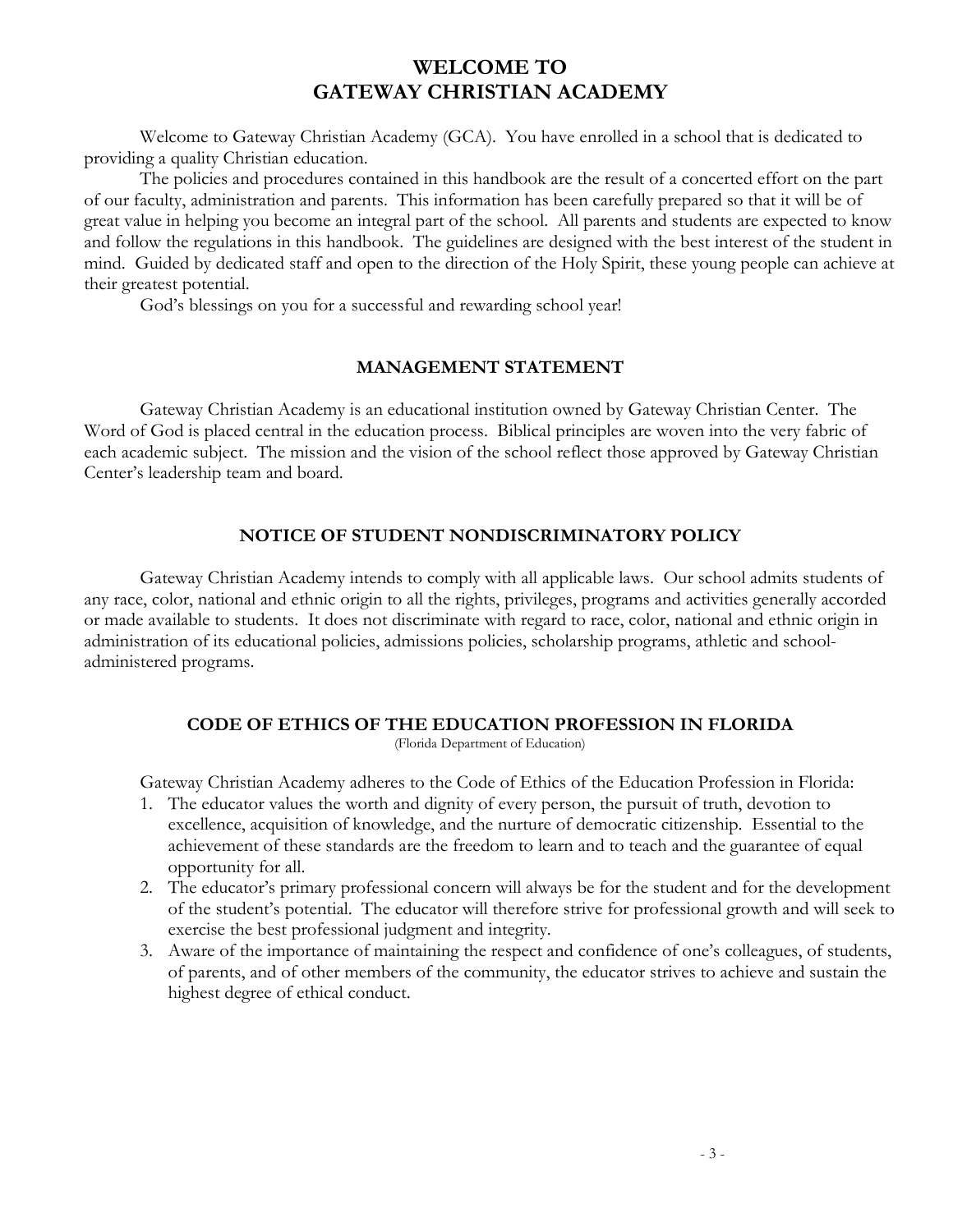# WELCOME TO GATEWAY CHRISTIAN ACADEMY

Welcome to Gateway Christian Academy (GCA). You have enrolled in a school that is dedicated to providing a quality Christian education.

The policies and procedures contained in this handbook are the result of a concerted effort on the part of our faculty, administration and parents. This information has been carefully prepared so that it will be of great value in helping you become an integral part of the school. All parents and students are expected to know and follow the regulations in this handbook. The guidelines are designed with the best interest of the student in mind. Guided by dedicated staff and open to the direction of the Holy Spirit, these young people can achieve at their greatest potential.

God's blessings on you for a successful and rewarding school year!

## MANAGEMENT STATEMENT

Gateway Christian Academy is an educational institution owned by Gateway Christian Center. The Word of God is placed central in the education process. Biblical principles are woven into the very fabric of each academic subject. The mission and the vision of the school reflect those approved by Gateway Christian Center's leadership team and board.

## NOTICE OF STUDENT NONDISCRIMINATORY POLICY

Gateway Christian Academy intends to comply with all applicable laws. Our school admits students of any race, color, national and ethnic origin to all the rights, privileges, programs and activities generally accorded or made available to students. It does not discriminate with regard to race, color, national and ethnic origin in administration of its educational policies, admissions policies, scholarship programs, athletic and school-administered programs.

## CODE OF ETHICS OF THE EDUCATION PROFESSION IN FLORIDA

(Florida Department of Education)

Gateway Christian Academy adheres to the Code of Ethics of the Education Profession in Florida:

1. The educator values the worth and dignity of every person, the pursuit of truth, devotion to excellence, acquisition of knowledge, and the nurture of democratic citizenship. Essential to the achievement of these standards are the freedom to learn and to teach and the guarantee of equal opportunity for all.
2. The educator's primary professional concern will always be for the student and for the development of the student's potential. The educator will therefore strive for professional growth and will seek to exercise the best professional judgment and integrity.
3. Aware of the importance of maintaining the respect and confidence of one's colleagues, of students, of parents, and of other members of the community, the educator strives to achieve and sustain the highest degree of ethical conduct.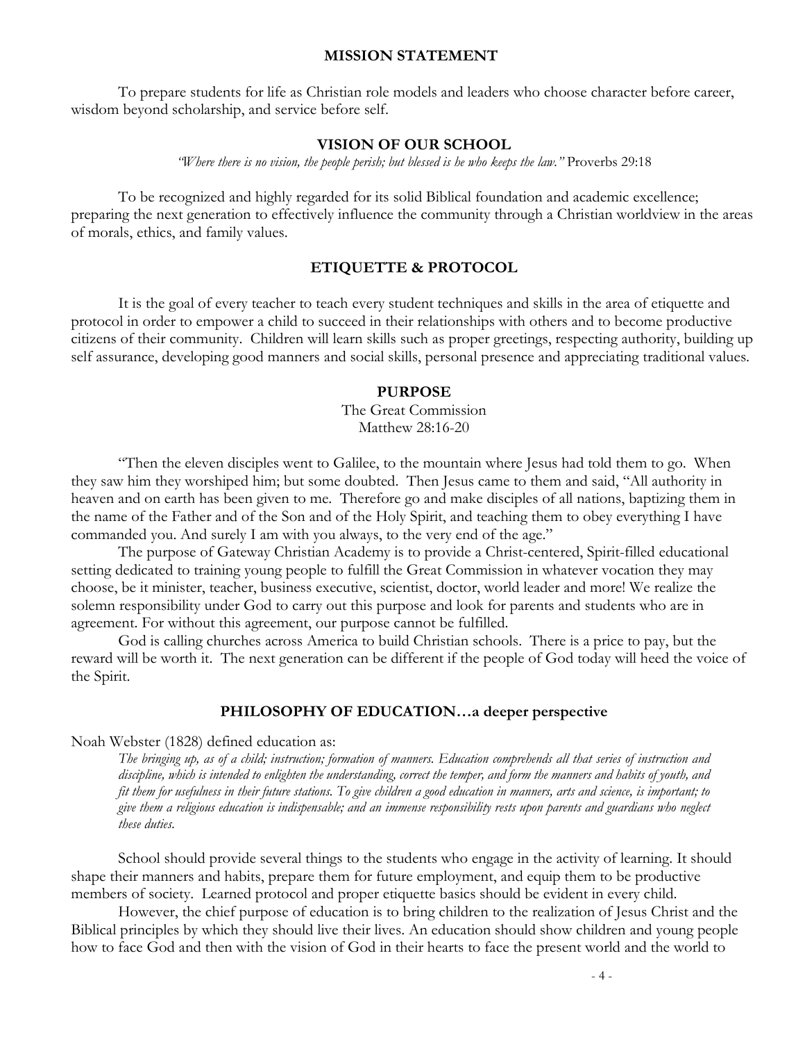## MISSION STATEMENT

To prepare students for life as Christian role models and leaders who choose character before career, wisdom beyond scholarship, and service before self.

## VISION OF OUR SCHOOL

*"Where there is no vision, the people perish; but blessed is he who keeps the law."* Proverbs 29:18

To be recognized and highly regarded for its solid Biblical foundation and academic excellence; preparing the next generation to effectively influence the community through a Christian worldview in the areas of morals, ethics, and family values.

## ETIQUETTE & PROTOCOL

It is the goal of every teacher to teach every student techniques and skills in the area of etiquette and protocol in order to empower a child to succeed in their relationships with others and to become productive citizens of their community. Children will learn skills such as proper greetings, respecting authority, building up self assurance, developing good manners and social skills, personal presence and appreciating traditional values.

## PURPOSE

The Great Commission
Matthew 28:16-20

"Then the eleven disciples went to Galilee, to the mountain where Jesus had told them to go. When they saw him they worshiped him; but some doubted. Then Jesus came to them and said, "All authority in heaven and on earth has been given to me. Therefore go and make disciples of all nations, baptizing them in the name of the Father and of the Son and of the Holy Spirit, and teaching them to obey everything I have commanded you. And surely I am with you always, to the very end of the age."

The purpose of Gateway Christian Academy is to provide a Christ-centered, Spirit-filled educational setting dedicated to training young people to fulfill the Great Commission in whatever vocation they may choose, be it minister, teacher, business executive, scientist, doctor, world leader and more! We realize the solemn responsibility under God to carry out this purpose and look for parents and students who are in agreement. For without this agreement, our purpose cannot be fulfilled.

God is calling churches across America to build Christian schools. There is a price to pay, but the reward will be worth it. The next generation can be different if the people of God today will heed the voice of the Spirit.

## PHILOSOPHY OF EDUCATION…a deeper perspective

Noah Webster (1828) defined education as:

> *The bringing up, as of a child; instruction; formation of manners. Education comprehends all that series of instruction and discipline, which is intended to enlighten the understanding, correct the temper, and form the manners and habits of youth, and fit them for usefulness in their future stations. To give children a good education in manners, arts and science, is important; to give them a religious education is indispensable; and an immense responsibility rests upon parents and guardians who neglect these duties.*

School should provide several things to the students who engage in the activity of learning. It should shape their manners and habits, prepare them for future employment, and equip them to be productive members of society. Learned protocol and proper etiquette basics should be evident in every child.

However, the chief purpose of education is to bring children to the realization of Jesus Christ and the Biblical principles by which they should live their lives. An education should show children and young people how to face God and then with the vision of God in their hearts to face the present world and the world to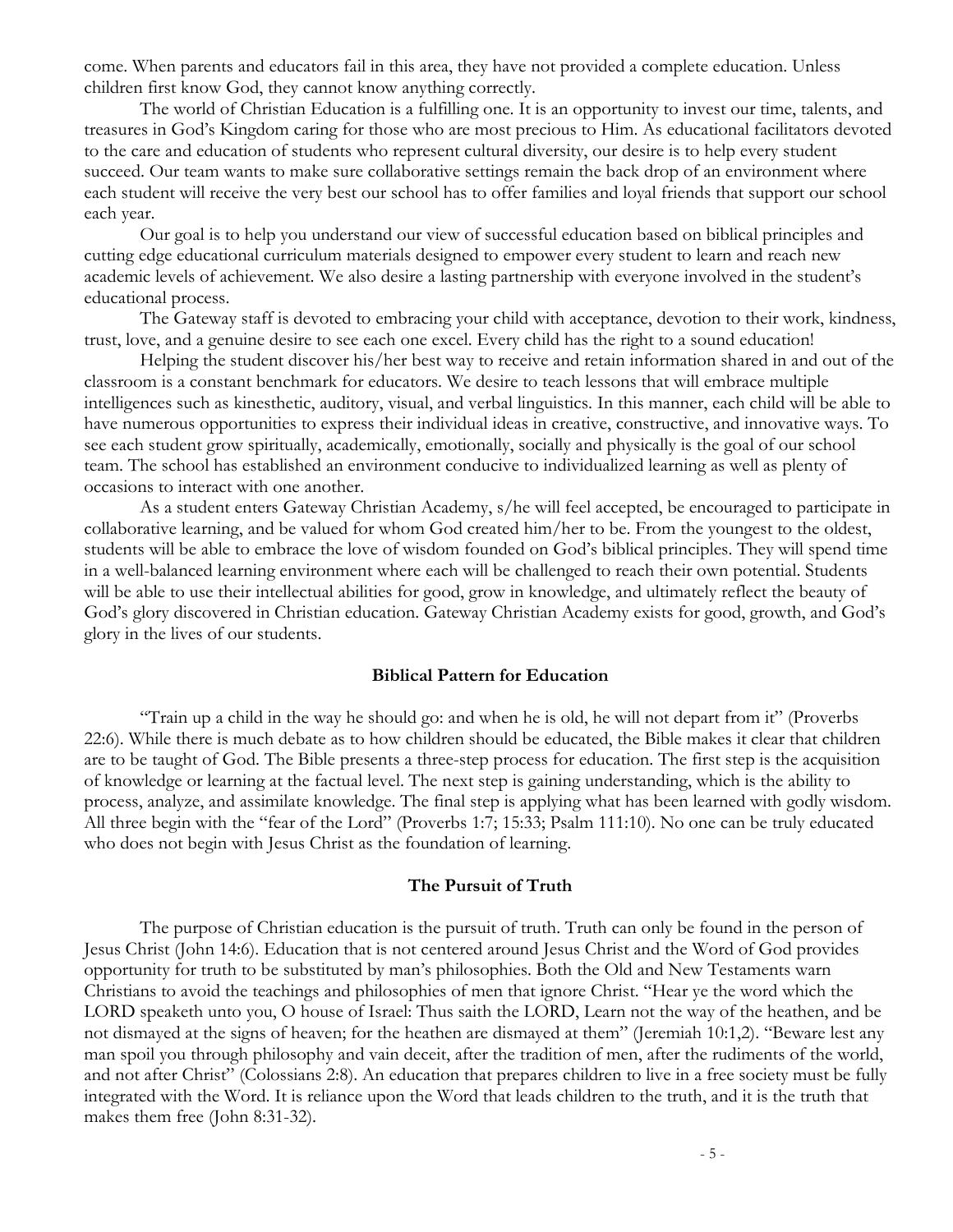come. When parents and educators fail in this area, they have not provided a complete education. Unless children first know God, they cannot know anything correctly.

The world of Christian Education is a fulfilling one. It is an opportunity to invest our time, talents, and treasures in God's Kingdom caring for those who are most precious to Him. As educational facilitators devoted to the care and education of students who represent cultural diversity, our desire is to help every student succeed. Our team wants to make sure collaborative settings remain the back drop of an environment where each student will receive the very best our school has to offer families and loyal friends that support our school each year.

Our goal is to help you understand our view of successful education based on biblical principles and cutting edge educational curriculum materials designed to empower every student to learn and reach new academic levels of achievement. We also desire a lasting partnership with everyone involved in the student's educational process.

The Gateway staff is devoted to embracing your child with acceptance, devotion to their work, kindness, trust, love, and a genuine desire to see each one excel. Every child has the right to a sound education!

Helping the student discover his/her best way to receive and retain information shared in and out of the classroom is a constant benchmark for educators. We desire to teach lessons that will embrace multiple intelligences such as kinesthetic, auditory, visual, and verbal linguistics. In this manner, each child will be able to have numerous opportunities to express their individual ideas in creative, constructive, and innovative ways. To see each student grow spiritually, academically, emotionally, socially and physically is the goal of our school team. The school has established an environment conducive to individualized learning as well as plenty of occasions to interact with one another.

As a student enters Gateway Christian Academy, s/he will feel accepted, be encouraged to participate in collaborative learning, and be valued for whom God created him/her to be. From the youngest to the oldest, students will be able to embrace the love of wisdom founded on God's biblical principles. They will spend time in a well-balanced learning environment where each will be challenged to reach their own potential. Students will be able to use their intellectual abilities for good, grow in knowledge, and ultimately reflect the beauty of God's glory discovered in Christian education. Gateway Christian Academy exists for good, growth, and God's glory in the lives of our students.

## Biblical Pattern for Education

"Train up a child in the way he should go: and when he is old, he will not depart from it" (Proverbs 22:6). While there is much debate as to how children should be educated, the Bible makes it clear that children are to be taught of God. The Bible presents a three-step process for education. The first step is the acquisition of knowledge or learning at the factual level. The next step is gaining understanding, which is the ability to process, analyze, and assimilate knowledge. The final step is applying what has been learned with godly wisdom. All three begin with the "fear of the Lord" (Proverbs 1:7; 15:33; Psalm 111:10). No one can be truly educated who does not begin with Jesus Christ as the foundation of learning.

## The Pursuit of Truth

The purpose of Christian education is the pursuit of truth. Truth can only be found in the person of Jesus Christ (John 14:6). Education that is not centered around Jesus Christ and the Word of God provides opportunity for truth to be substituted by man's philosophies. Both the Old and New Testaments warn Christians to avoid the teachings and philosophies of men that ignore Christ. "Hear ye the word which the LORD speaketh unto you, O house of Israel: Thus saith the LORD, Learn not the way of the heathen, and be not dismayed at the signs of heaven; for the heathen are dismayed at them" (Jeremiah 10:1,2). "Beware lest any man spoil you through philosophy and vain deceit, after the tradition of men, after the rudiments of the world, and not after Christ" (Colossians 2:8). An education that prepares children to live in a free society must be fully integrated with the Word. It is reliance upon the Word that leads children to the truth, and it is the truth that makes them free (John 8:31-32).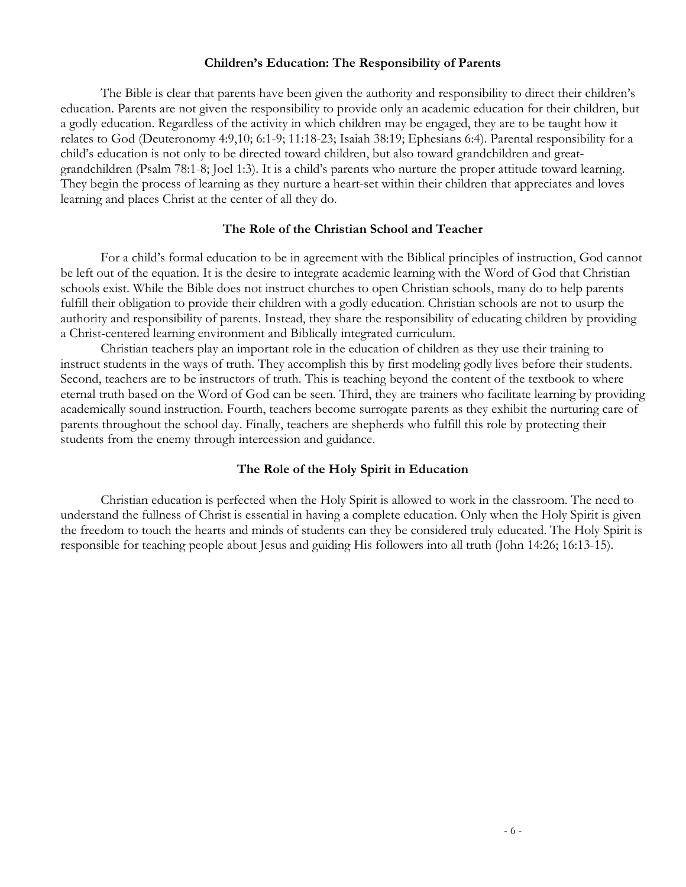## Children's Education: The Responsibility of Parents

The Bible is clear that parents have been given the authority and responsibility to direct their children's education. Parents are not given the responsibility to provide only an academic education for their children, but a godly education. Regardless of the activity in which children may be engaged, they are to be taught how it relates to God (Deuteronomy 4:9,10; 6:1-9; 11:18-23; Isaiah 38:19; Ephesians 6:4). Parental responsibility for a child's education is not only to be directed toward children, but also toward grandchildren and great-grandchildren (Psalm 78:1-8; Joel 1:3). It is a child's parents who nurture the proper attitude toward learning. They begin the process of learning as they nurture a heart-set within their children that appreciates and loves learning and places Christ at the center of all they do.

## The Role of the Christian School and Teacher

For a child's formal education to be in agreement with the Biblical principles of instruction, God cannot be left out of the equation. It is the desire to integrate academic learning with the Word of God that Christian schools exist. While the Bible does not instruct churches to open Christian schools, many do to help parents fulfill their obligation to provide their children with a godly education. Christian schools are not to usurp the authority and responsibility of parents. Instead, they share the responsibility of educating children by providing a Christ-centered learning environment and Biblically integrated curriculum.

Christian teachers play an important role in the education of children as they use their training to instruct students in the ways of truth. They accomplish this by first modeling godly lives before their students. Second, teachers are to be instructors of truth. This is teaching beyond the content of the textbook to where eternal truth based on the Word of God can be seen. Third, they are trainers who facilitate learning by providing academically sound instruction. Fourth, teachers become surrogate parents as they exhibit the nurturing care of parents throughout the school day. Finally, teachers are shepherds who fulfill this role by protecting their students from the enemy through intercession and guidance.

## The Role of the Holy Spirit in Education

Christian education is perfected when the Holy Spirit is allowed to work in the classroom. The need to understand the fullness of Christ is essential in having a complete education. Only when the Holy Spirit is given the freedom to touch the hearts and minds of students can they be considered truly educated. The Holy Spirit is responsible for teaching people about Jesus and guiding His followers into all truth (John 14:26; 16:13-15).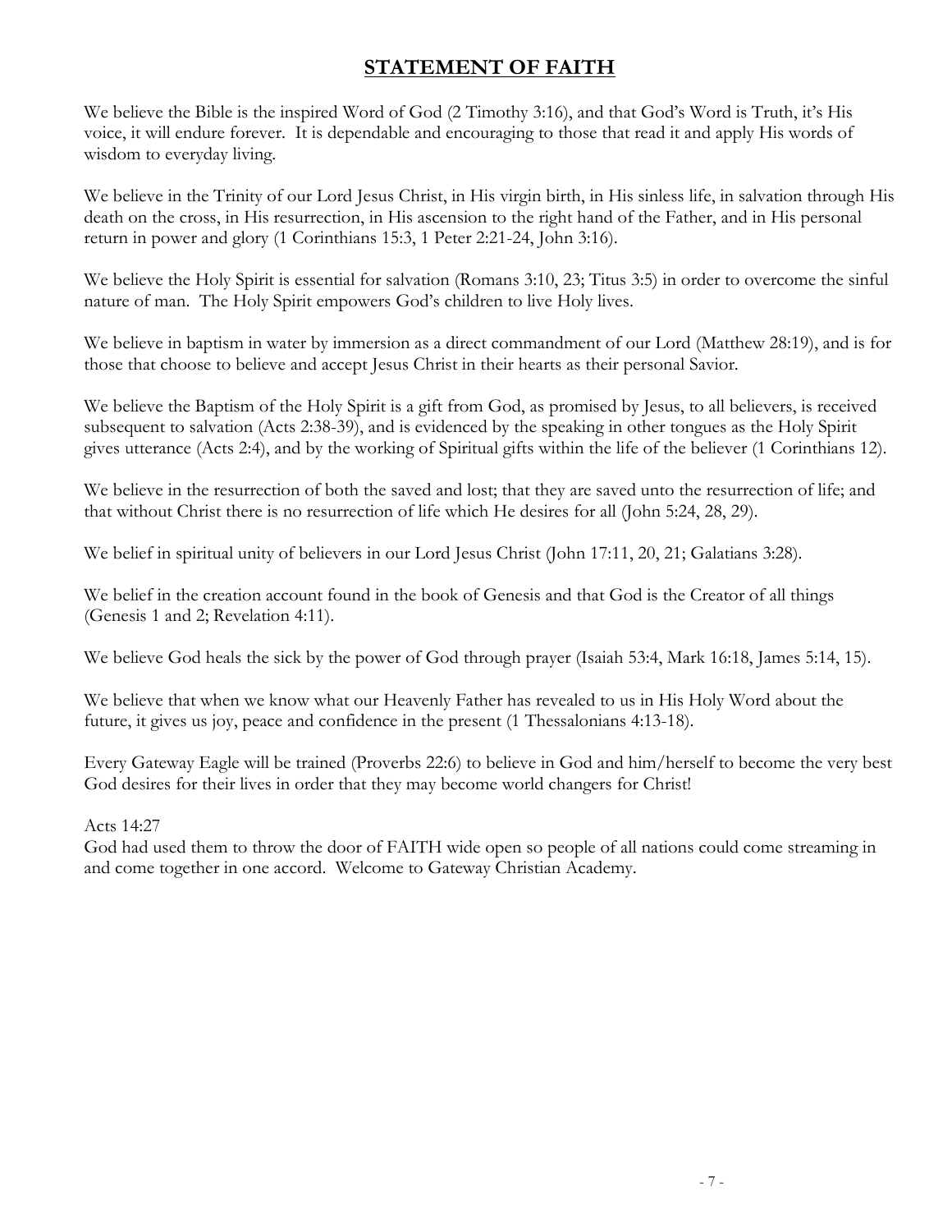## STATEMENT OF FAITH

We believe the Bible is the inspired Word of God (2 Timothy 3:16), and that God's Word is Truth, it's His voice, it will endure forever. It is dependable and encouraging to those that read it and apply His words of wisdom to everyday living.

We believe in the Trinity of our Lord Jesus Christ, in His virgin birth, in His sinless life, in salvation through His death on the cross, in His resurrection, in His ascension to the right hand of the Father, and in His personal return in power and glory (1 Corinthians 15:3, 1 Peter 2:21-24, John 3:16).

We believe the Holy Spirit is essential for salvation (Romans 3:10, 23; Titus 3:5) in order to overcome the sinful nature of man. The Holy Spirit empowers God's children to live Holy lives.

We believe in baptism in water by immersion as a direct commandment of our Lord (Matthew 28:19), and is for those that choose to believe and accept Jesus Christ in their hearts as their personal Savior.

We believe the Baptism of the Holy Spirit is a gift from God, as promised by Jesus, to all believers, is received subsequent to salvation (Acts 2:38-39), and is evidenced by the speaking in other tongues as the Holy Spirit gives utterance (Acts 2:4), and by the working of Spiritual gifts within the life of the believer (1 Corinthians 12).

We believe in the resurrection of both the saved and lost; that they are saved unto the resurrection of life; and that without Christ there is no resurrection of life which He desires for all (John 5:24, 28, 29).

We belief in spiritual unity of believers in our Lord Jesus Christ (John 17:11, 20, 21; Galatians 3:28).

We belief in the creation account found in the book of Genesis and that God is the Creator of all things (Genesis 1 and 2; Revelation 4:11).

We believe God heals the sick by the power of God through prayer (Isaiah 53:4, Mark 16:18, James 5:14, 15).

We believe that when we know what our Heavenly Father has revealed to us in His Holy Word about the future, it gives us joy, peace and confidence in the present (1 Thessalonians 4:13-18).

Every Gateway Eagle will be trained (Proverbs 22:6) to believe in God and him/herself to become the very best God desires for their lives in order that they may become world changers for Christ!

Acts 14:27
God had used them to throw the door of FAITH wide open so people of all nations could come streaming in and come together in one accord. Welcome to Gateway Christian Academy.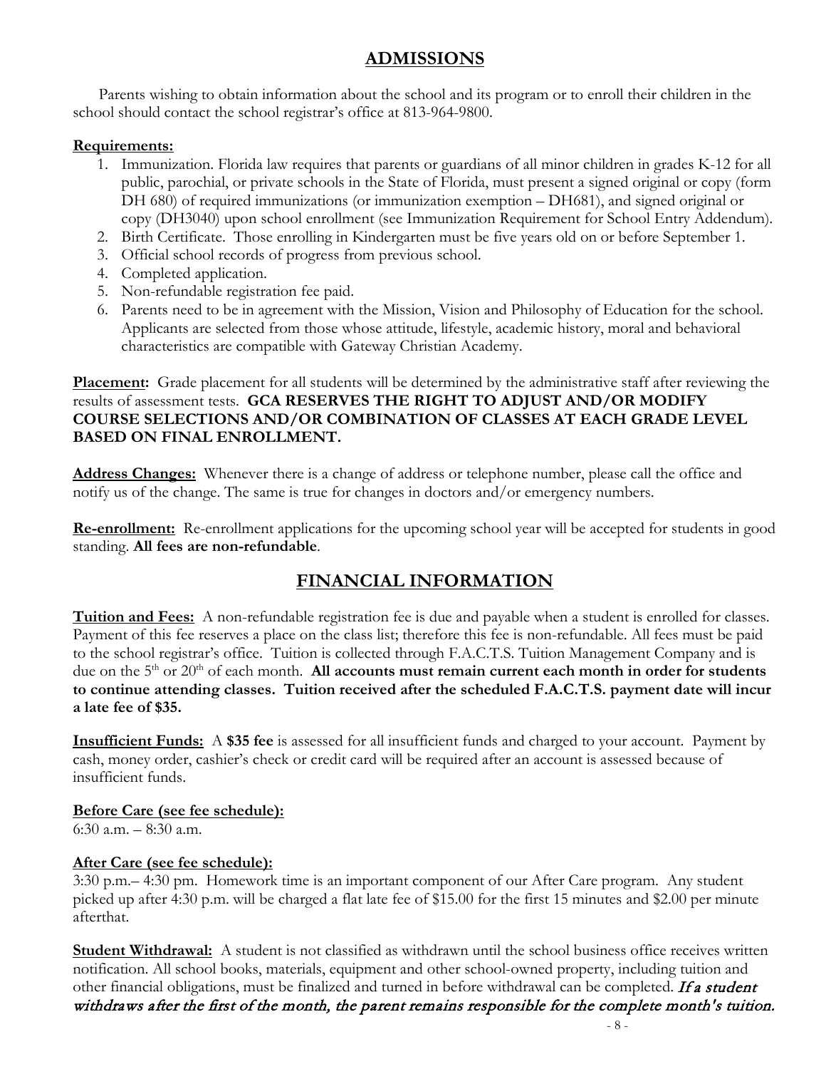## ADMISSIONS

Parents wishing to obtain information about the school and its program or to enroll their children in the school should contact the school registrar's office at 813-964-9800.

**Requirements:**

1. Immunization. Florida law requires that parents or guardians of all minor children in grades K-12 for all public, parochial, or private schools in the State of Florida, must present a signed original or copy (form DH 680) of required immunizations (or immunization exemption – DH681), and signed original or copy (DH3040) upon school enrollment (see Immunization Requirement for School Entry Addendum).
2. Birth Certificate. Those enrolling in Kindergarten must be five years old on or before September 1.
3. Official school records of progress from previous school.
4. Completed application.
5. Non-refundable registration fee paid.
6. Parents need to be in agreement with the Mission, Vision and Philosophy of Education for the school. Applicants are selected from those whose attitude, lifestyle, academic history, moral and behavioral characteristics are compatible with Gateway Christian Academy.

**Placement:** Grade placement for all students will be determined by the administrative staff after reviewing the results of assessment tests. **GCA RESERVES THE RIGHT TO ADJUST AND/OR MODIFY COURSE SELECTIONS AND/OR COMBINATION OF CLASSES AT EACH GRADE LEVEL BASED ON FINAL ENROLLMENT.**

**Address Changes:** Whenever there is a change of address or telephone number, please call the office and notify us of the change. The same is true for changes in doctors and/or emergency numbers.

**Re-enrollment:** Re-enrollment applications for the upcoming school year will be accepted for students in good standing. **All fees are non-refundable**.

## FINANCIAL INFORMATION

**Tuition and Fees:** A non-refundable registration fee is due and payable when a student is enrolled for classes. Payment of this fee reserves a place on the class list; therefore this fee is non-refundable. All fees must be paid to the school registrar's office. Tuition is collected through F.A.C.T.S. Tuition Management Company and is due on the 5th or 20th of each month. **All accounts must remain current each month in order for students to continue attending classes. Tuition received after the scheduled F.A.C.T.S. payment date will incur a late fee of $35.**

**Insufficient Funds:** A **$35 fee** is assessed for all insufficient funds and charged to your account. Payment by cash, money order, cashier's check or credit card will be required after an account is assessed because of insufficient funds.

**Before Care (see fee schedule):**
6:30 a.m. – 8:30 a.m.

**After Care (see fee schedule):**
3:30 p.m.– 4:30 pm. Homework time is an important component of our After Care program. Any student picked up after 4:30 p.m. will be charged a flat late fee of $15.00 for the first 15 minutes and $2.00 per minute afterthat.

**Student Withdrawal:** A student is not classified as withdrawn until the school business office receives written notification. All school books, materials, equipment and other school-owned property, including tuition and other financial obligations, must be finalized and turned in before withdrawal can be completed. ***If a student withdraws after the first of the month, the parent remains responsible for the complete month's tuition.***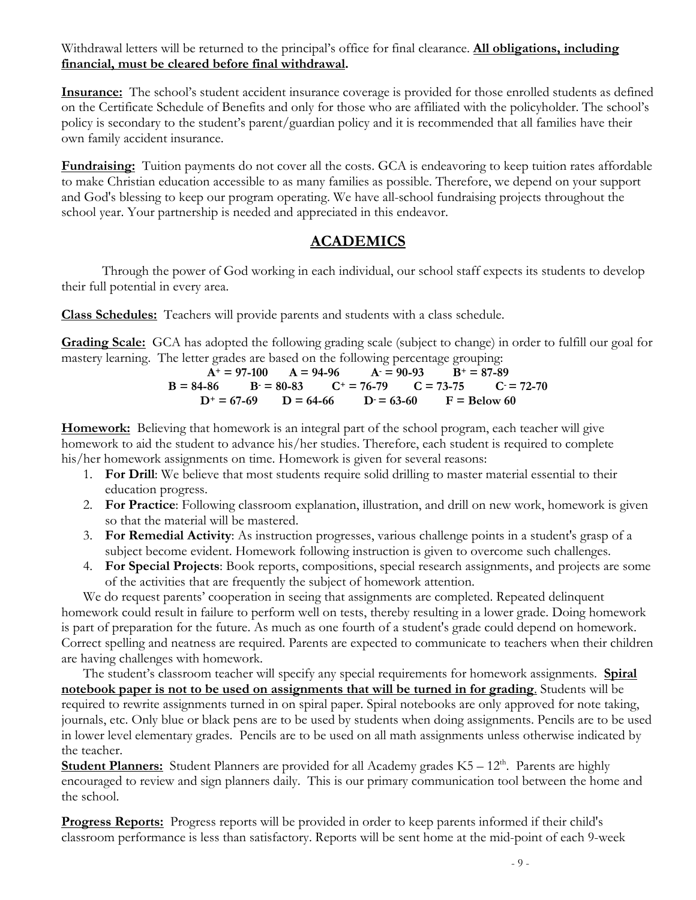Withdrawal letters will be returned to the principal's office for final clearance. **All obligations, including financial, must be cleared before final withdrawal.**

**Insurance:** The school's student accident insurance coverage is provided for those enrolled students as defined on the Certificate Schedule of Benefits and only for those who are affiliated with the policyholder. The school's policy is secondary to the student's parent/guardian policy and it is recommended that all families have their own family accident insurance.

**Fundraising:** Tuition payments do not cover all the costs. GCA is endeavoring to keep tuition rates affordable to make Christian education accessible to as many families as possible. Therefore, we depend on your support and God's blessing to keep our program operating. We have all-school fundraising projects throughout the school year. Your partnership is needed and appreciated in this endeavor.

## ACADEMICS

Through the power of God working in each individual, our school staff expects its students to develop their full potential in every area.

**Class Schedules:** Teachers will provide parents and students with a class schedule.

**Grading Scale:** GCA has adopted the following grading scale (subject to change) in order to fulfill our goal for mastery learning. The letter grades are based on the following percentage grouping:

**A+ = 97-100 A = 94-96 A- = 90-93 B+ = 87-89**
**B = 84-86 B- = 80-83 C+ = 76-79 C = 73-75 C- = 72-70**
**D+ = 67-69 D = 64-66 D- = 63-60 F = Below 60**

**Homework:** Believing that homework is an integral part of the school program, each teacher will give homework to aid the student to advance his/her studies. Therefore, each student is required to complete his/her homework assignments on time. Homework is given for several reasons:

1. **For Drill**: We believe that most students require solid drilling to master material essential to their education progress.
2. **For Practice**: Following classroom explanation, illustration, and drill on new work, homework is given so that the material will be mastered.
3. **For Remedial Activity**: As instruction progresses, various challenge points in a student's grasp of a subject become evident. Homework following instruction is given to overcome such challenges.
4. **For Special Projects**: Book reports, compositions, special research assignments, and projects are some of the activities that are frequently the subject of homework attention.

We do request parents' cooperation in seeing that assignments are completed. Repeated delinquent homework could result in failure to perform well on tests, thereby resulting in a lower grade. Doing homework is part of preparation for the future. As much as one fourth of a student's grade could depend on homework. Correct spelling and neatness are required. Parents are expected to communicate to teachers when their children are having challenges with homework.

The student's classroom teacher will specify any special requirements for homework assignments. **Spiral notebook paper is not to be used on assignments that will be turned in for grading**. Students will be required to rewrite assignments turned in on spiral paper. Spiral notebooks are only approved for note taking, journals, etc. Only blue or black pens are to be used by students when doing assignments. Pencils are to be used in lower level elementary grades. Pencils are to be used on all math assignments unless otherwise indicated by the teacher.

**Student Planners:** Student Planners are provided for all Academy grades K5 – 12th. Parents are highly encouraged to review and sign planners daily. This is our primary communication tool between the home and the school.

**Progress Reports:** Progress reports will be provided in order to keep parents informed if their child's classroom performance is less than satisfactory. Reports will be sent home at the mid-point of each 9-week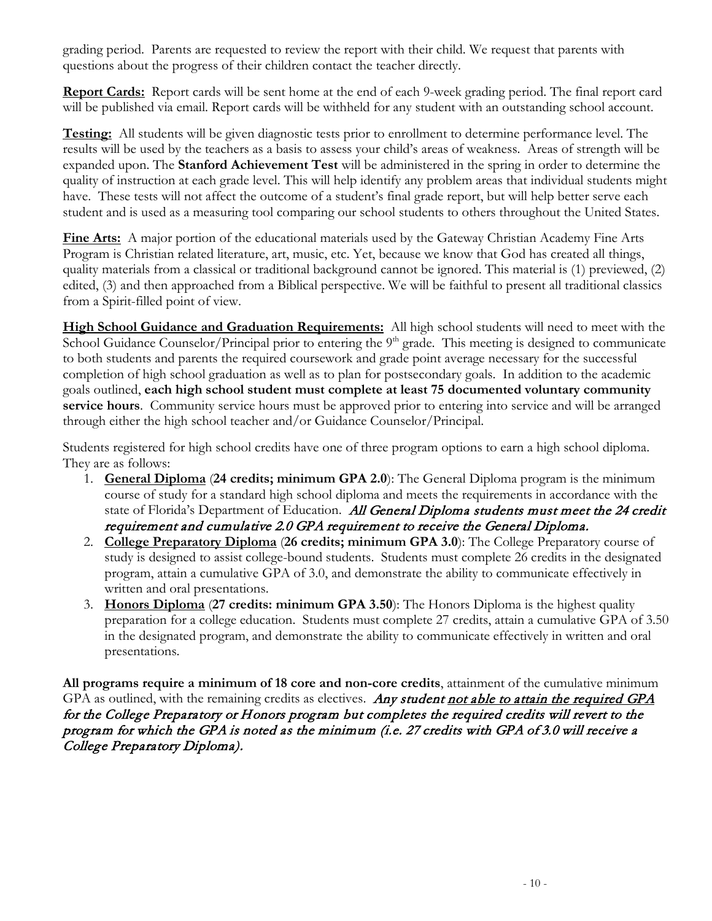grading period. Parents are requested to review the report with their child. We request that parents with questions about the progress of their children contact the teacher directly.

**Report Cards:** Report cards will be sent home at the end of each 9-week grading period. The final report card will be published via email. Report cards will be withheld for any student with an outstanding school account.

**Testing:** All students will be given diagnostic tests prior to enrollment to determine performance level. The results will be used by the teachers as a basis to assess your child's areas of weakness. Areas of strength will be expanded upon. The **Stanford Achievement Test** will be administered in the spring in order to determine the quality of instruction at each grade level. This will help identify any problem areas that individual students might have. These tests will not affect the outcome of a student's final grade report, but will help better serve each student and is used as a measuring tool comparing our school students to others throughout the United States.

**Fine Arts:** A major portion of the educational materials used by the Gateway Christian Academy Fine Arts Program is Christian related literature, art, music, etc. Yet, because we know that God has created all things, quality materials from a classical or traditional background cannot be ignored. This material is (1) previewed, (2) edited, (3) and then approached from a Biblical perspective. We will be faithful to present all traditional classics from a Spirit-filled point of view.

**High School Guidance and Graduation Requirements:** All high school students will need to meet with the School Guidance Counselor/Principal prior to entering the 9th grade. This meeting is designed to communicate to both students and parents the required coursework and grade point average necessary for the successful completion of high school graduation as well as to plan for postsecondary goals. In addition to the academic goals outlined, **each high school student must complete at least 75 documented voluntary community service hours**. Community service hours must be approved prior to entering into service and will be arranged through either the high school teacher and/or Guidance Counselor/Principal.

Students registered for high school credits have one of three program options to earn a high school diploma. They are as follows:

1. **General Diploma** (**24 credits; minimum GPA 2.0**): The General Diploma program is the minimum course of study for a standard high school diploma and meets the requirements in accordance with the state of Florida's Department of Education. *All General Diploma students must meet the 24 credit requirement and cumulative 2.0 GPA requirement to receive the General Diploma.*
2. **College Preparatory Diploma** (**26 credits; minimum GPA 3.0**): The College Preparatory course of study is designed to assist college-bound students. Students must complete 26 credits in the designated program, attain a cumulative GPA of 3.0, and demonstrate the ability to communicate effectively in written and oral presentations.
3. **Honors Diploma** (**27 credits: minimum GPA 3.50**): The Honors Diploma is the highest quality preparation for a college education. Students must complete 27 credits, attain a cumulative GPA of 3.50 in the designated program, and demonstrate the ability to communicate effectively in written and oral presentations.

**All programs require a minimum of 18 core and non-core credits**, attainment of the cumulative minimum GPA as outlined, with the remaining credits as electives. *Any student not able to attain the required GPA for the College Preparatory or Honors program but completes the required credits will revert to the program for which the GPA is noted as the minimum (i.e. 27 credits with GPA of 3.0 will receive a College Preparatory Diploma).*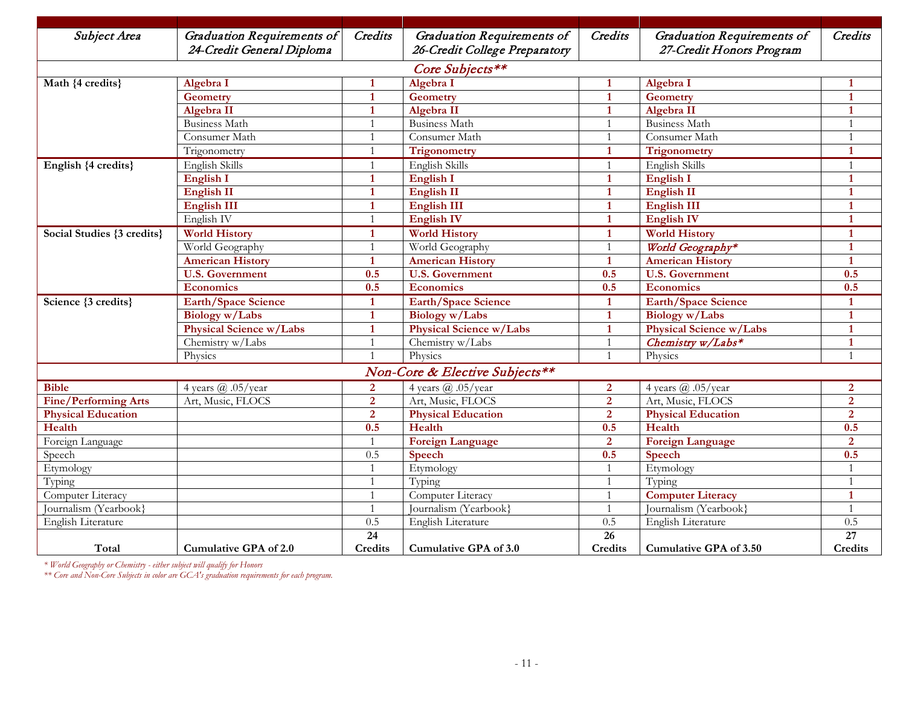| *Subject Area* | *Graduation Requirements of 24-Credit General Diploma* | *Credits* | *Graduation Requirements of 26-Credit College Preparatory* | *Credits* | *Graduation Requirements of 27-Credit Honors Program* | *Credits* |
|---|---|---|---|---|---|---|
| *Core Subjects*** | | | | | | |
| **Math {4 credits}** | **Algebra I** | **1** | **Algebra I** | **1** | **Algebra I** | **1** |
| | **Geometry** | **1** | **Geometry** | **1** | **Geometry** | **1** |
| | **Algebra II** | **1** | **Algebra II** | **1** | **Algebra II** | **1** |
| | Business Math | 1 | Business Math | 1 | Business Math | 1 |
| | Consumer Math | 1 | Consumer Math | 1 | Consumer Math | 1 |
| | Trigonometry | 1 | **Trigonometry** | **1** | **Trigonometry** | **1** |
| **English {4 credits}** | English Skills | 1 | English Skills | 1 | English Skills | 1 |
| | **English I** | **1** | **English I** | **1** | **English I** | **1** |
| | **English II** | **1** | **English II** | **1** | **English II** | **1** |
| | **English III** | **1** | **English III** | **1** | **English III** | **1** |
| | English IV | 1 | **English IV** | **1** | **English IV** | **1** |
| **Social Studies {3 credits}** | **World History** | **1** | **World History** | **1** | **World History** | **1** |
| | World Geography | 1 | World Geography | 1 | *World Geography** | **1** |
| | **American History** | **1** | **American History** | **1** | **American History** | **1** |
| | **U.S. Government** | **0.5** | **U.S. Government** | **0.5** | **U.S. Government** | **0.5** |
| | **Economics** | **0.5** | **Economics** | **0.5** | **Economics** | **0.5** |
| **Science {3 credits}** | **Earth/Space Science** | **1** | **Earth/Space Science** | **1** | **Earth/Space Science** | **1** |
| | **Biology w/Labs** | **1** | **Biology w/Labs** | **1** | **Biology w/Labs** | **1** |
| | **Physical Science w/Labs** | **1** | **Physical Science w/Labs** | **1** | **Physical Science w/Labs** | **1** |
| | Chemistry w/Labs | 1 | Chemistry w/Labs | 1 | *Chemistry w/Labs** | **1** |
| | Physics | 1 | Physics | 1 | Physics | 1 |
| *Non-Core & Elective Subjects*** | | | | | | |
| **Bible** | 4 years @ .05/year | **2** | 4 years @ .05/year | **2** | 4 years @ .05/year | **2** |
| **Fine/Performing Arts** | Art, Music, FLOCS | **2** | Art, Music, FLOCS | **2** | Art, Music, FLOCS | **2** |
| **Physical Education** | | **2** | **Physical Education** | **2** | **Physical Education** | **2** |
| **Health** | | **0.5** | **Health** | **0.5** | **Health** | **0.5** |
| Foreign Language | | 1 | **Foreign Language** | **2** | **Foreign Language** | **2** |
| Speech | | 0.5 | **Speech** | **0.5** | **Speech** | **0.5** |
| Etymology | | 1 | Etymology | 1 | Etymology | 1 |
| Typing | | 1 | Typing | 1 | Typing | 1 |
| Computer Literacy | | 1 | Computer Literacy | 1 | **Computer Literacy** | **1** |
| Journalism (Yearbook} | | 1 | Journalism (Yearbook} | 1 | Journalism (Yearbook} | 1 |
| English Literature | | 0.5 | English Literature | 0.5 | English Literature | 0.5 |
| **Total** | **Cumulative GPA of 2.0** | **24 Credits** | **Cumulative GPA of 3.0** | **26 Credits** | **Cumulative GPA of 3.50** | **27 Credits** |

*\* World Geography or Chemistry - either subject will qualify for Honors*

*\*\* Core and Non-Core Subjects in color are GCA's graduation requirements for each program.*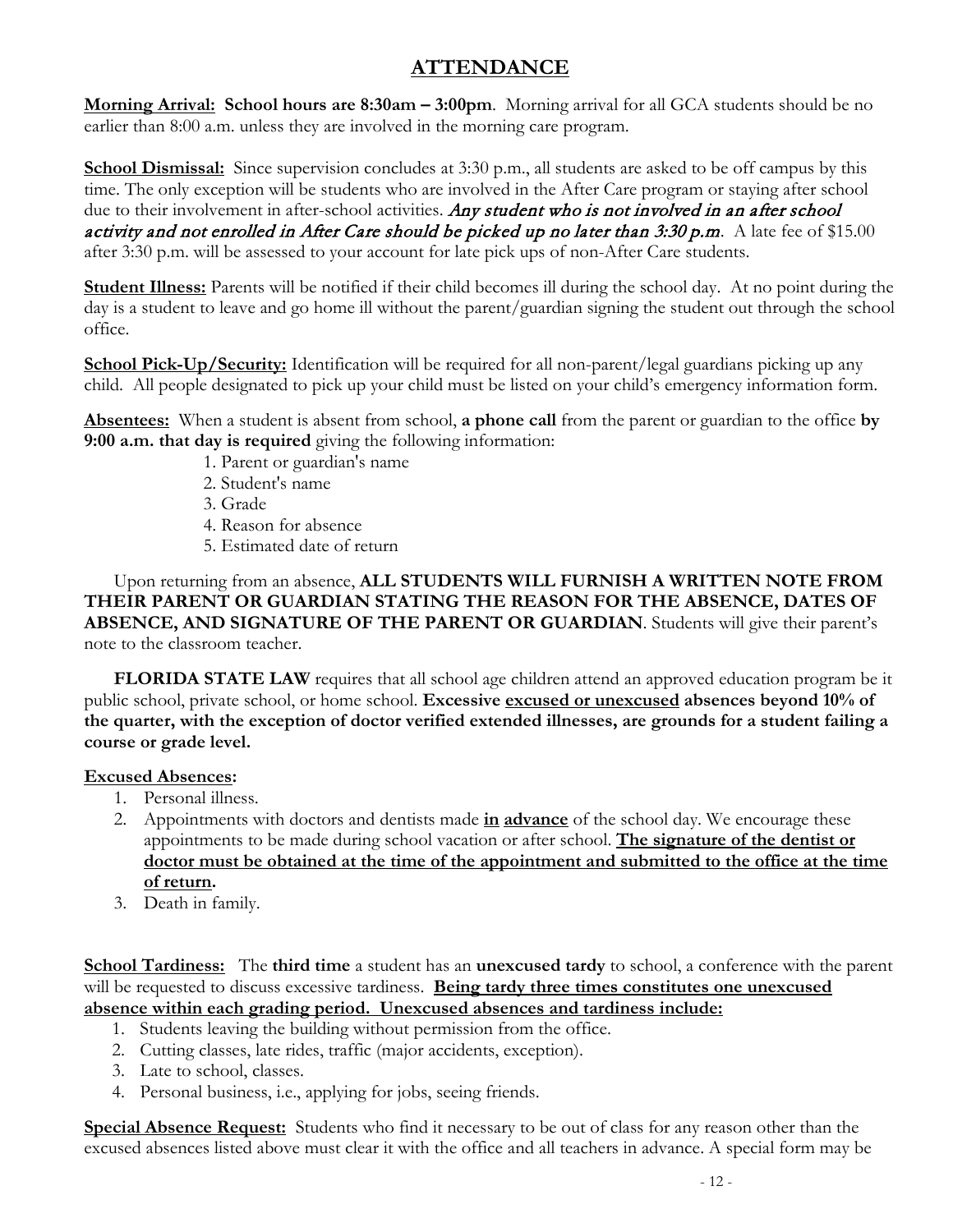# ATTENDANCE

**Morning Arrival: School hours are 8:30am – 3:00pm**. Morning arrival for all GCA students should be no earlier than 8:00 a.m. unless they are involved in the morning care program.

**School Dismissal:** Since supervision concludes at 3:30 p.m., all students are asked to be off campus by this time. The only exception will be students who are involved in the After Care program or staying after school due to their involvement in after-school activities. *Any student who is not involved in an after school activity and not enrolled in After Care should be picked up no later than 3:30 p.m*. A late fee of $15.00 after 3:30 p.m. will be assessed to your account for late pick ups of non-After Care students.

**Student Illness:** Parents will be notified if their child becomes ill during the school day. At no point during the day is a student to leave and go home ill without the parent/guardian signing the student out through the school office.

**School Pick-Up/Security:** Identification will be required for all non-parent/legal guardians picking up any child. All people designated to pick up your child must be listed on your child's emergency information form.

**Absentees:** When a student is absent from school, **a phone call** from the parent or guardian to the office **by 9:00 a.m. that day is required** giving the following information:

1. Parent or guardian's name
2. Student's name
3. Grade
4. Reason for absence
5. Estimated date of return

Upon returning from an absence, **ALL STUDENTS WILL FURNISH A WRITTEN NOTE FROM THEIR PARENT OR GUARDIAN STATING THE REASON FOR THE ABSENCE, DATES OF ABSENCE, AND SIGNATURE OF THE PARENT OR GUARDIAN**. Students will give their parent's note to the classroom teacher.

**FLORIDA STATE LAW** requires that all school age children attend an approved education program be it public school, private school, or home school. **Excessive excused or unexcused absences beyond 10% of the quarter, with the exception of doctor verified extended illnesses, are grounds for a student failing a course or grade level.**

**Excused Absences:**

1. Personal illness.
2. Appointments with doctors and dentists made **in advance** of the school day. We encourage these appointments to be made during school vacation or after school. **The signature of the dentist or doctor must be obtained at the time of the appointment and submitted to the office at the time of return.**
3. Death in family.

**School Tardiness:** The **third time** a student has an **unexcused tardy** to school, a conference with the parent will be requested to discuss excessive tardiness. **Being tardy three times constitutes one unexcused absence within each grading period. Unexcused absences and tardiness include:**

1. Students leaving the building without permission from the office.
2. Cutting classes, late rides, traffic (major accidents, exception).
3. Late to school, classes.
4. Personal business, i.e., applying for jobs, seeing friends.

**Special Absence Request:** Students who find it necessary to be out of class for any reason other than the excused absences listed above must clear it with the office and all teachers in advance. A special form may be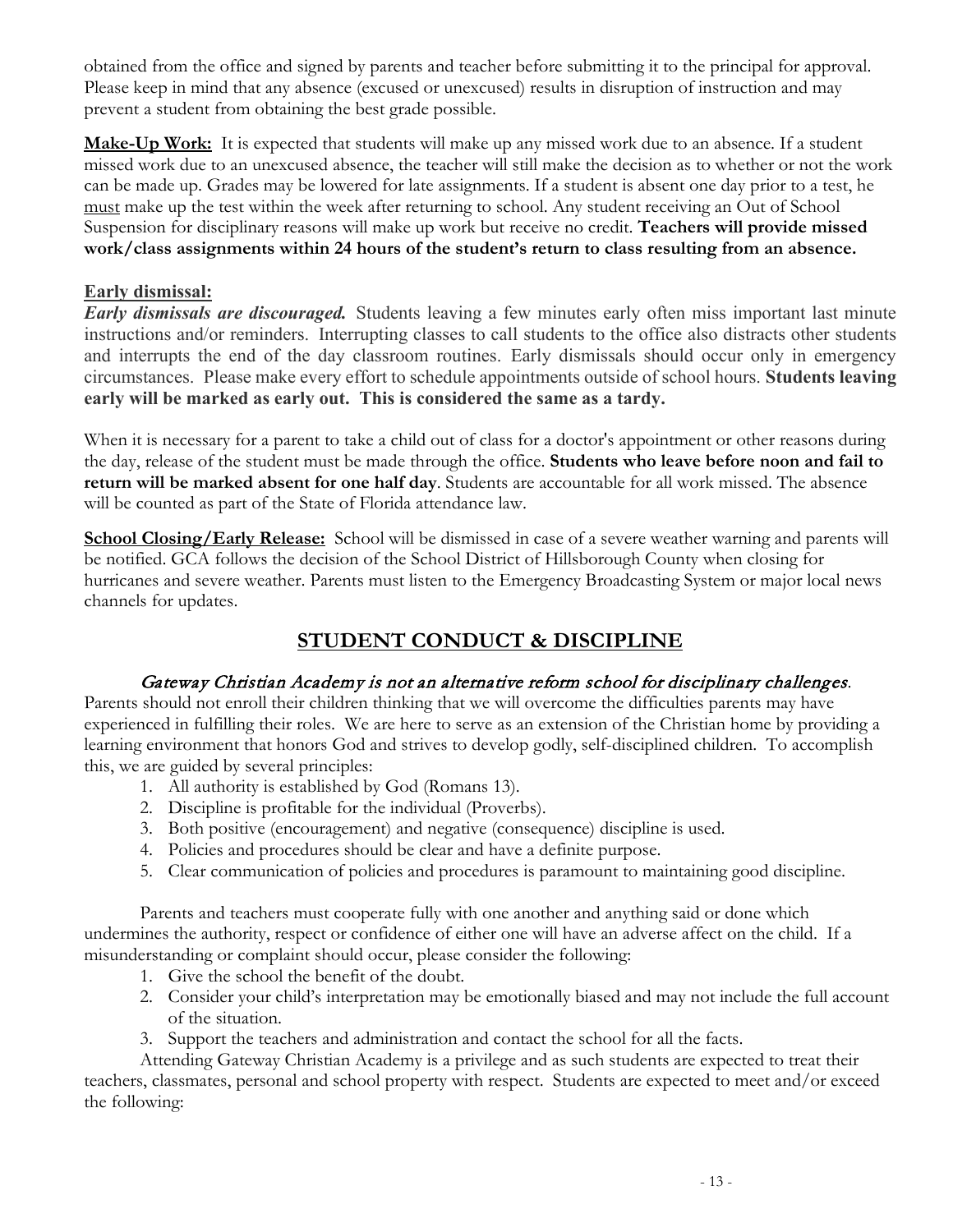obtained from the office and signed by parents and teacher before submitting it to the principal for approval. Please keep in mind that any absence (excused or unexcused) results in disruption of instruction and may prevent a student from obtaining the best grade possible.

**Make-Up Work:** It is expected that students will make up any missed work due to an absence. If a student missed work due to an unexcused absence, the teacher will still make the decision as to whether or not the work can be made up. Grades may be lowered for late assignments. If a student is absent one day prior to a test, he must make up the test within the week after returning to school. Any student receiving an Out of School Suspension for disciplinary reasons will make up work but receive no credit. **Teachers will provide missed work/class assignments within 24 hours of the student's return to class resulting from an absence.**

**Early dismissal:**

***Early dismissals are discouraged.*** Students leaving a few minutes early often miss important last minute instructions and/or reminders. Interrupting classes to call students to the office also distracts other students and interrupts the end of the day classroom routines. Early dismissals should occur only in emergency circumstances. Please make every effort to schedule appointments outside of school hours. **Students leaving early will be marked as early out. This is considered the same as a tardy.**

When it is necessary for a parent to take a child out of class for a doctor's appointment or other reasons during the day, release of the student must be made through the office. **Students who leave before noon and fail to return will be marked absent for one half day**. Students are accountable for all work missed. The absence will be counted as part of the State of Florida attendance law.

**School Closing/Early Release:** School will be dismissed in case of a severe weather warning and parents will be notified. GCA follows the decision of the School District of Hillsborough County when closing for hurricanes and severe weather. Parents must listen to the Emergency Broadcasting System or major local news channels for updates.

## STUDENT CONDUCT & DISCIPLINE

*Gateway Christian Academy is not an alternative reform school for disciplinary challenges.*

Parents should not enroll their children thinking that we will overcome the difficulties parents may have experienced in fulfilling their roles. We are here to serve as an extension of the Christian home by providing a learning environment that honors God and strives to develop godly, self-disciplined children. To accomplish this, we are guided by several principles:

1. All authority is established by God (Romans 13).
2. Discipline is profitable for the individual (Proverbs).
3. Both positive (encouragement) and negative (consequence) discipline is used.
4. Policies and procedures should be clear and have a definite purpose.
5. Clear communication of policies and procedures is paramount to maintaining good discipline.

Parents and teachers must cooperate fully with one another and anything said or done which undermines the authority, respect or confidence of either one will have an adverse affect on the child. If a misunderstanding or complaint should occur, please consider the following:

1. Give the school the benefit of the doubt.
2. Consider your child's interpretation may be emotionally biased and may not include the full account of the situation.
3. Support the teachers and administration and contact the school for all the facts.

Attending Gateway Christian Academy is a privilege and as such students are expected to treat their teachers, classmates, personal and school property with respect. Students are expected to meet and/or exceed the following: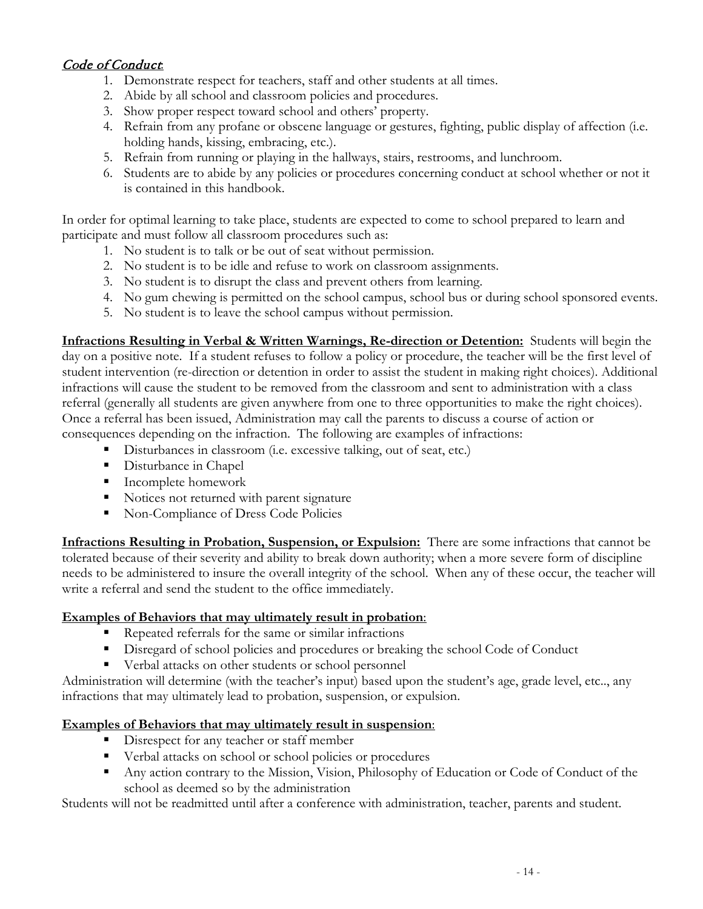## *Code of Conduct*:

1. Demonstrate respect for teachers, staff and other students at all times.
2. Abide by all school and classroom policies and procedures.
3. Show proper respect toward school and others' property.
4. Refrain from any profane or obscene language or gestures, fighting, public display of affection (i.e. holding hands, kissing, embracing, etc.).
5. Refrain from running or playing in the hallways, stairs, restrooms, and lunchroom.
6. Students are to abide by any policies or procedures concerning conduct at school whether or not it is contained in this handbook.

In order for optimal learning to take place, students are expected to come to school prepared to learn and participate and must follow all classroom procedures such as:

1. No student is to talk or be out of seat without permission.
2. No student is to be idle and refuse to work on classroom assignments.
3. No student is to disrupt the class and prevent others from learning.
4. No gum chewing is permitted on the school campus, school bus or during school sponsored events.
5. No student is to leave the school campus without permission.

**Infractions Resulting in Verbal & Written Warnings, Re-direction or Detention:** Students will begin the day on a positive note. If a student refuses to follow a policy or procedure, the teacher will be the first level of student intervention (re-direction or detention in order to assist the student in making right choices). Additional infractions will cause the student to be removed from the classroom and sent to administration with a class referral (generally all students are given anywhere from one to three opportunities to make the right choices). Once a referral has been issued, Administration may call the parents to discuss a course of action or consequences depending on the infraction. The following are examples of infractions:

- Disturbances in classroom (i.e. excessive talking, out of seat, etc.)
- Disturbance in Chapel
- Incomplete homework
- Notices not returned with parent signature
- Non-Compliance of Dress Code Policies

**Infractions Resulting in Probation, Suspension, or Expulsion:** There are some infractions that cannot be tolerated because of their severity and ability to break down authority; when a more severe form of discipline needs to be administered to insure the overall integrity of the school. When any of these occur, the teacher will write a referral and send the student to the office immediately.

**Examples of Behaviors that may ultimately result in probation**:

- Repeated referrals for the same or similar infractions
- Disregard of school policies and procedures or breaking the school Code of Conduct
- Verbal attacks on other students or school personnel

Administration will determine (with the teacher's input) based upon the student's age, grade level, etc.., any infractions that may ultimately lead to probation, suspension, or expulsion.

**Examples of Behaviors that may ultimately result in suspension**:

- Disrespect for any teacher or staff member
- Verbal attacks on school or school policies or procedures
- Any action contrary to the Mission, Vision, Philosophy of Education or Code of Conduct of the school as deemed so by the administration

Students will not be readmitted until after a conference with administration, teacher, parents and student.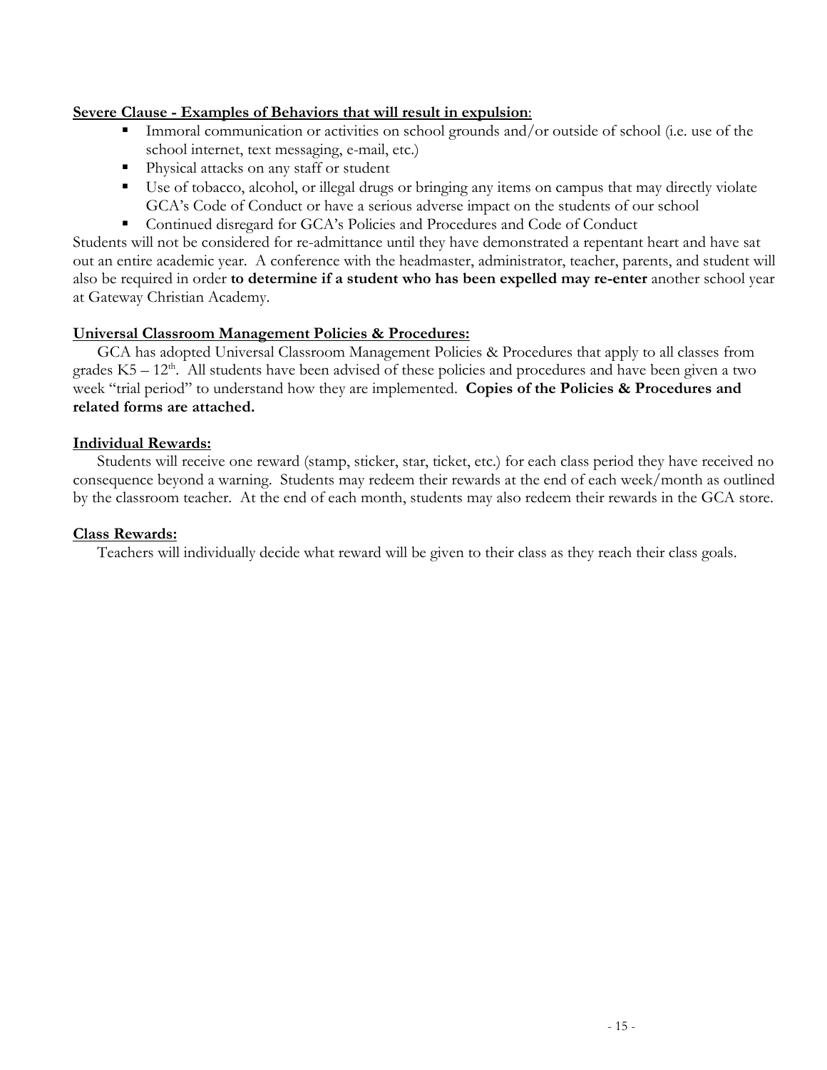**Severe Clause - Examples of Behaviors that will result in expulsion**:

- Immoral communication or activities on school grounds and/or outside of school (i.e. use of the school internet, text messaging, e-mail, etc.)
- Physical attacks on any staff or student
- Use of tobacco, alcohol, or illegal drugs or bringing any items on campus that may directly violate GCA's Code of Conduct or have a serious adverse impact on the students of our school
- Continued disregard for GCA's Policies and Procedures and Code of Conduct

Students will not be considered for re-admittance until they have demonstrated a repentant heart and have sat out an entire academic year. A conference with the headmaster, administrator, teacher, parents, and student will also be required in order **to determine if a student who has been expelled may re-enter** another school year at Gateway Christian Academy.

**Universal Classroom Management Policies & Procedures:**

GCA has adopted Universal Classroom Management Policies & Procedures that apply to all classes from grades K5 – 12th. All students have been advised of these policies and procedures and have been given a two week "trial period" to understand how they are implemented. **Copies of the Policies & Procedures and related forms are attached.**

**Individual Rewards:**

Students will receive one reward (stamp, sticker, star, ticket, etc.) for each class period they have received no consequence beyond a warning. Students may redeem their rewards at the end of each week/month as outlined by the classroom teacher. At the end of each month, students may also redeem their rewards in the GCA store.

**Class Rewards:**

Teachers will individually decide what reward will be given to their class as they reach their class goals.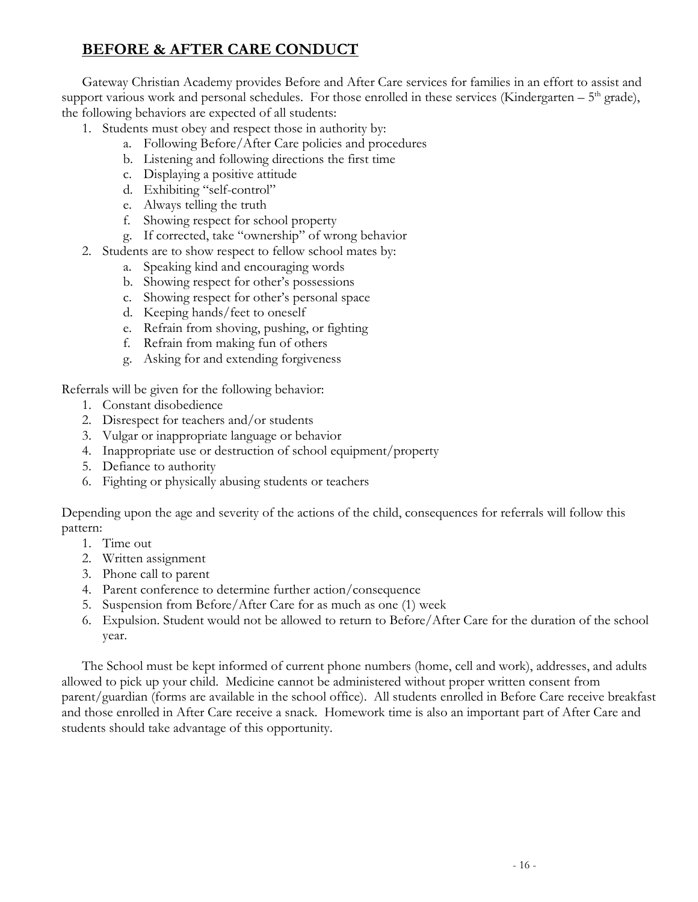## BEFORE & AFTER CARE CONDUCT

Gateway Christian Academy provides Before and After Care services for families in an effort to assist and support various work and personal schedules. For those enrolled in these services (Kindergarten – 5th grade), the following behaviors are expected of all students:

1. Students must obey and respect those in authority by:
   a. Following Before/After Care policies and procedures
   b. Listening and following directions the first time
   c. Displaying a positive attitude
   d. Exhibiting "self-control"
   e. Always telling the truth
   f. Showing respect for school property
   g. If corrected, take "ownership" of wrong behavior
2. Students are to show respect to fellow school mates by:
   a. Speaking kind and encouraging words
   b. Showing respect for other's possessions
   c. Showing respect for other's personal space
   d. Keeping hands/feet to oneself
   e. Refrain from shoving, pushing, or fighting
   f. Refrain from making fun of others
   g. Asking for and extending forgiveness

Referrals will be given for the following behavior:

1. Constant disobedience
2. Disrespect for teachers and/or students
3. Vulgar or inappropriate language or behavior
4. Inappropriate use or destruction of school equipment/property
5. Defiance to authority
6. Fighting or physically abusing students or teachers

Depending upon the age and severity of the actions of the child, consequences for referrals will follow this pattern:

1. Time out
2. Written assignment
3. Phone call to parent
4. Parent conference to determine further action/consequence
5. Suspension from Before/After Care for as much as one (1) week
6. Expulsion. Student would not be allowed to return to Before/After Care for the duration of the school year.

The School must be kept informed of current phone numbers (home, cell and work), addresses, and adults allowed to pick up your child. Medicine cannot be administered without proper written consent from parent/guardian (forms are available in the school office). All students enrolled in Before Care receive breakfast and those enrolled in After Care receive a snack. Homework time is also an important part of After Care and students should take advantage of this opportunity.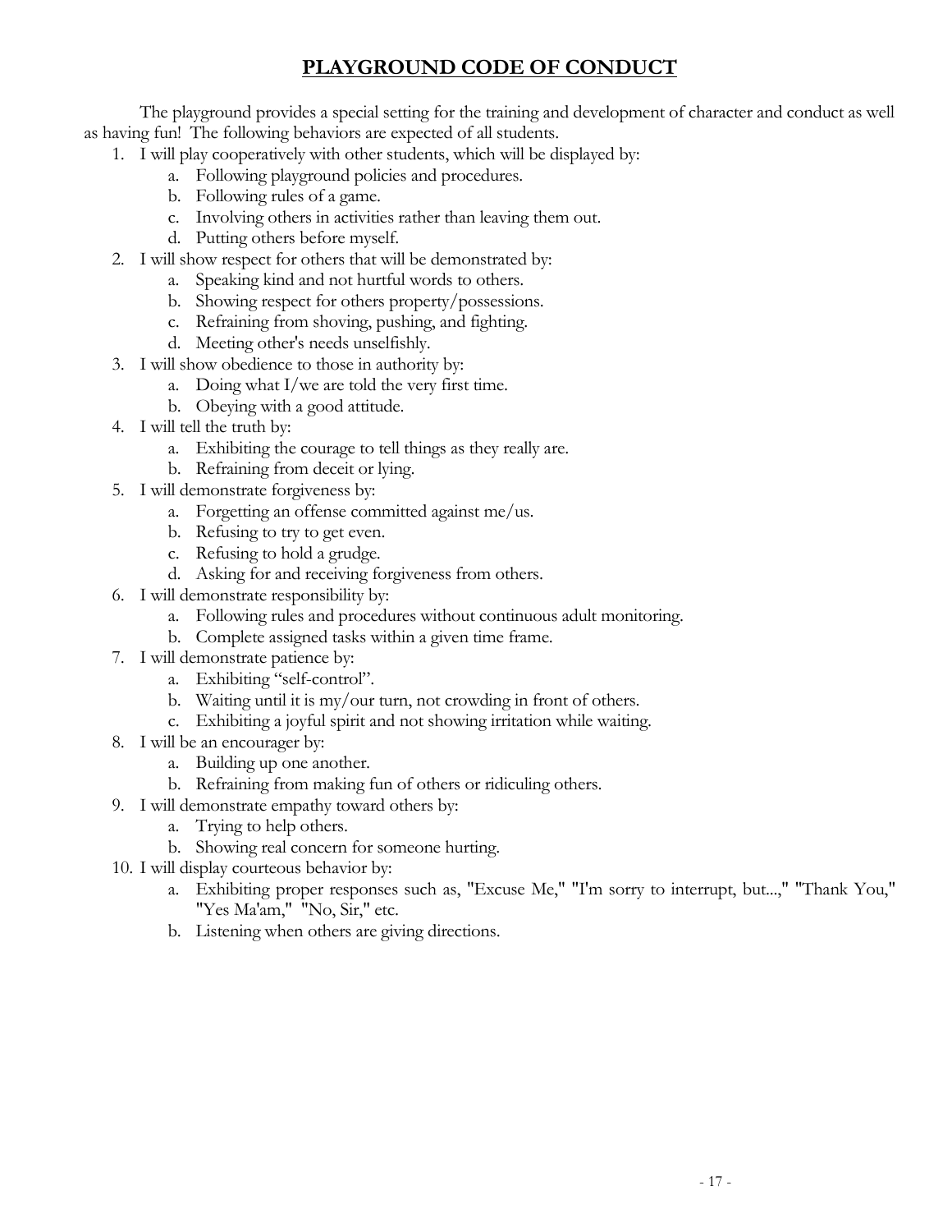# PLAYGROUND CODE OF CONDUCT

The playground provides a special setting for the training and development of character and conduct as well as having fun! The following behaviors are expected of all students.

1. I will play cooperatively with other students, which will be displayed by:
   a. Following playground policies and procedures.
   b. Following rules of a game.
   c. Involving others in activities rather than leaving them out.
   d. Putting others before myself.
2. I will show respect for others that will be demonstrated by:
   a. Speaking kind and not hurtful words to others.
   b. Showing respect for others property/possessions.
   c. Refraining from shoving, pushing, and fighting.
   d. Meeting other's needs unselfishly.
3. I will show obedience to those in authority by:
   a. Doing what I/we are told the very first time.
   b. Obeying with a good attitude.
4. I will tell the truth by:
   a. Exhibiting the courage to tell things as they really are.
   b. Refraining from deceit or lying.
5. I will demonstrate forgiveness by:
   a. Forgetting an offense committed against me/us.
   b. Refusing to try to get even.
   c. Refusing to hold a grudge.
   d. Asking for and receiving forgiveness from others.
6. I will demonstrate responsibility by:
   a. Following rules and procedures without continuous adult monitoring.
   b. Complete assigned tasks within a given time frame.
7. I will demonstrate patience by:
   a. Exhibiting "self-control".
   b. Waiting until it is my/our turn, not crowding in front of others.
   c. Exhibiting a joyful spirit and not showing irritation while waiting.
8. I will be an encourager by:
   a. Building up one another.
   b. Refraining from making fun of others or ridiculing others.
9. I will demonstrate empathy toward others by:
   a. Trying to help others.
   b. Showing real concern for someone hurting.
10. I will display courteous behavior by:
    a. Exhibiting proper responses such as, "Excuse Me," "I'm sorry to interrupt, but...," "Thank You," "Yes Ma'am," "No, Sir," etc.
    b. Listening when others are giving directions.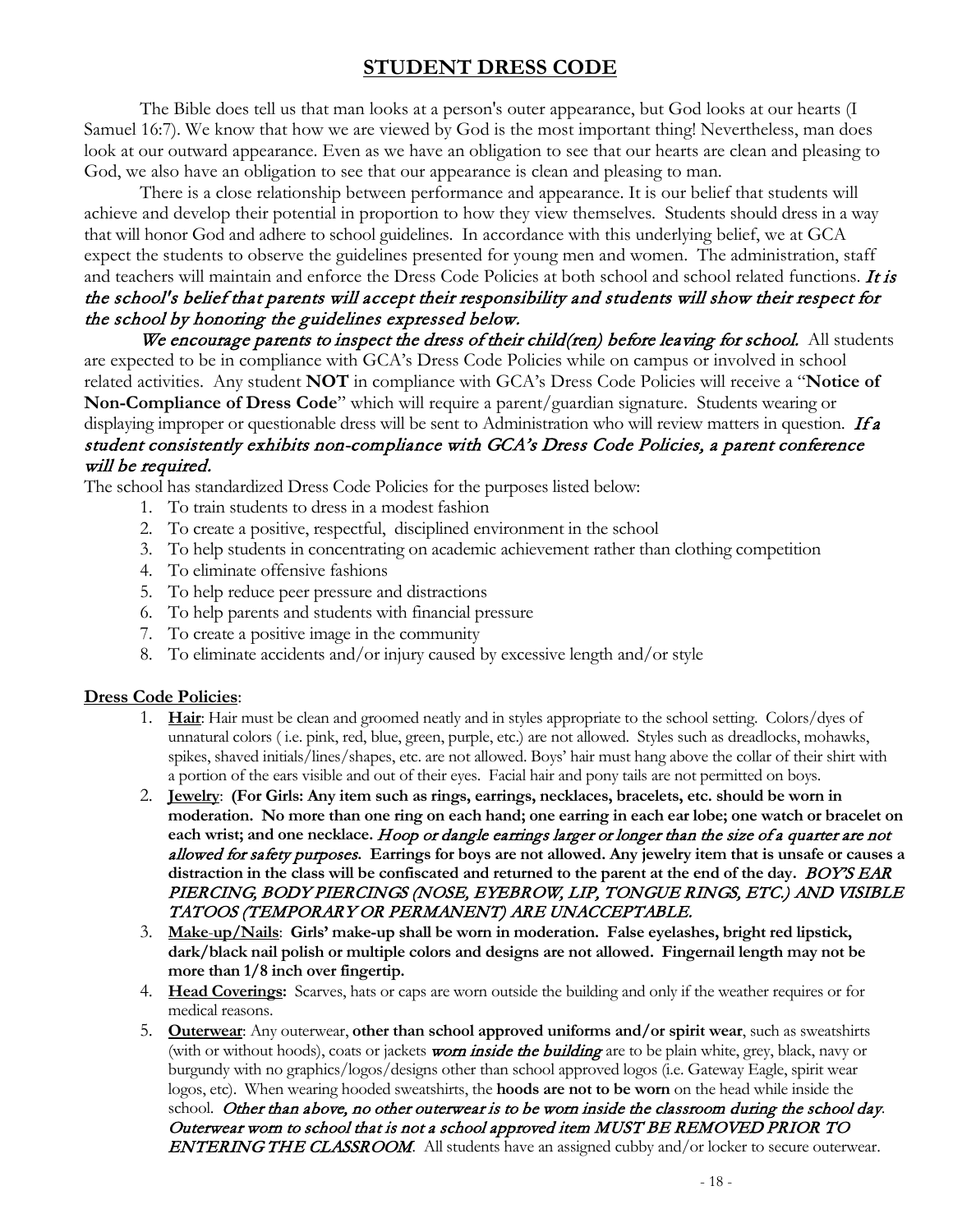# STUDENT DRESS CODE

The Bible does tell us that man looks at a person's outer appearance, but God looks at our hearts (I Samuel 16:7). We know that how we are viewed by God is the most important thing! Nevertheless, man does look at our outward appearance. Even as we have an obligation to see that our hearts are clean and pleasing to God, we also have an obligation to see that our appearance is clean and pleasing to man.

There is a close relationship between performance and appearance. It is our belief that students will achieve and develop their potential in proportion to how they view themselves. Students should dress in a way that will honor God and adhere to school guidelines. In accordance with this underlying belief, we at GCA expect the students to observe the guidelines presented for young men and women. The administration, staff and teachers will maintain and enforce the Dress Code Policies at both school and school related functions. *It is the school's belief that parents will accept their responsibility and students will show their respect for the school by honoring the guidelines expressed below.*

*We encourage parents to inspect the dress of their child(ren) before leaving for school.* All students are expected to be in compliance with GCA's Dress Code Policies while on campus or involved in school related activities. Any student **NOT** in compliance with GCA's Dress Code Policies will receive a "**Notice of Non-Compliance of Dress Code**" which will require a parent/guardian signature. Students wearing or displaying improper or questionable dress will be sent to Administration who will review matters in question. *If a student consistently exhibits non-compliance with GCA's Dress Code Policies, a parent conference will be required.*

The school has standardized Dress Code Policies for the purposes listed below:

1. To train students to dress in a modest fashion
2. To create a positive, respectful, disciplined environment in the school
3. To help students in concentrating on academic achievement rather than clothing competition
4. To eliminate offensive fashions
5. To help reduce peer pressure and distractions
6. To help parents and students with financial pressure
7. To create a positive image in the community
8. To eliminate accidents and/or injury caused by excessive length and/or style

**Dress Code Policies**:

1. **Hair**: Hair must be clean and groomed neatly and in styles appropriate to the school setting. Colors/dyes of unnatural colors ( i.e. pink, red, blue, green, purple, etc.) are not allowed. Styles such as dreadlocks, mohawks, spikes, shaved initials/lines/shapes, etc. are not allowed. Boys' hair must hang above the collar of their shirt with a portion of the ears visible and out of their eyes. Facial hair and pony tails are not permitted on boys.
2. **Jewelry**: **(For Girls: Any item such as rings, earrings, necklaces, bracelets, etc. should be worn in moderation. No more than one ring on each hand; one earring in each ear lobe; one watch or bracelet on each wrist; and one necklace.** *Hoop or dangle earrings larger or longer than the size of a quarter are not allowed for safety purposes.* **Earrings for boys are not allowed. Any jewelry item that is unsafe or causes a distraction in the class will be confiscated and returned to the parent at the end of the day.** *BOY'S EAR PIERCING, BODY PIERCINGS (NOSE, EYEBROW, LIP, TONGUE RINGS, ETC.) AND VISIBLE TATOOS (TEMPORARY OR PERMANENT) ARE UNACCEPTABLE.*
3. **Make-up/Nails**: **Girls' make-up shall be worn in moderation. False eyelashes, bright red lipstick, dark/black nail polish or multiple colors and designs are not allowed. Fingernail length may not be more than 1/8 inch over fingertip.**
4. **Head Coverings:** Scarves, hats or caps are worn outside the building and only if the weather requires or for medical reasons.
5. **Outerwear**: Any outerwear, **other than school approved uniforms and/or spirit wear**, such as sweatshirts (with or without hoods), coats or jackets *worn inside the building* are to be plain white, grey, black, navy or burgundy with no graphics/logos/designs other than school approved logos (i.e. Gateway Eagle, spirit wear logos, etc). When wearing hooded sweatshirts, the **hoods are not to be worn** on the head while inside the school. *Other than above, no other outerwear is to be worn inside the classroom during the school day. Outerwear worn to school that is not a school approved item MUST BE REMOVED PRIOR TO ENTERING THE CLASSROOM.* All students have an assigned cubby and/or locker to secure outerwear.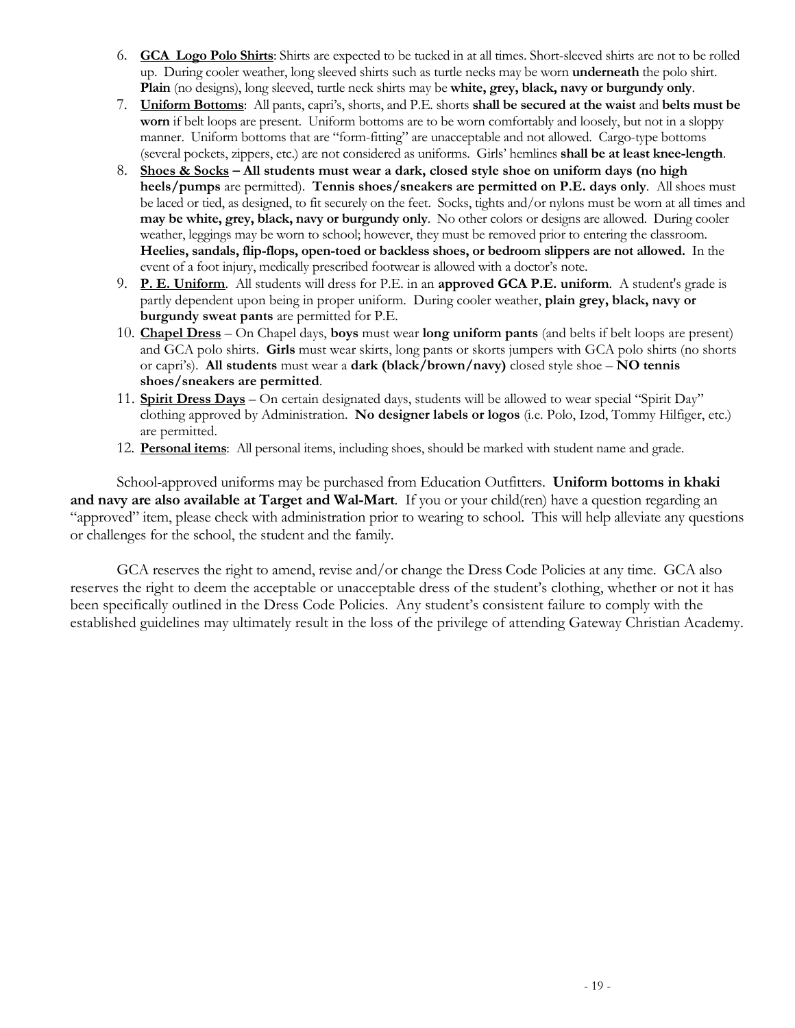6. **<u>GCA Logo Polo Shirts</u>**: Shirts are expected to be tucked in at all times. Short-sleeved shirts are not to be rolled up. During cooler weather, long sleeved shirts such as turtle necks may be worn **underneath** the polo shirt. **Plain** (no designs), long sleeved, turtle neck shirts may be **white, grey, black, navy or burgundy only**.
7. **<u>Uniform Bottoms</u>**: All pants, capri's, shorts, and P.E. shorts **shall be secured at the waist** and **belts must be worn** if belt loops are present. Uniform bottoms are to be worn comfortably and loosely, but not in a sloppy manner. Uniform bottoms that are "form-fitting" are unacceptable and not allowed. Cargo-type bottoms (several pockets, zippers, etc.) are not considered as uniforms. Girls' hemlines **shall be at least knee-length**.
8. **<u>Shoes & Socks</u> – All students must wear a dark, closed style shoe on uniform days (no high heels/pumps** are permitted). **Tennis shoes/sneakers are permitted on P.E. days only**. All shoes must be laced or tied, as designed, to fit securely on the feet. Socks, tights and/or nylons must be worn at all times and **may be white, grey, black, navy or burgundy only**. No other colors or designs are allowed. During cooler weather, leggings may be worn to school; however, they must be removed prior to entering the classroom. **Heelies, sandals, flip-flops, open-toed or backless shoes, or bedroom slippers are not allowed.** In the event of a foot injury, medically prescribed footwear is allowed with a doctor's note.
9. **<u>P. E. Uniform</u>**. All students will dress for P.E. in an **approved GCA P.E. uniform**. A student's grade is partly dependent upon being in proper uniform. During cooler weather, **plain grey, black, navy or burgundy sweat pants** are permitted for P.E.
10. **<u>Chapel Dress</u>** – On Chapel days, **boys** must wear **long uniform pants** (and belts if belt loops are present) and GCA polo shirts. **Girls** must wear skirts, long pants or skorts jumpers with GCA polo shirts (no shorts or capri's). **All students** must wear a **dark (black/brown/navy)** closed style shoe – **NO tennis shoes/sneakers are permitted**.
11. **<u>Spirit Dress Days</u>** – On certain designated days, students will be allowed to wear special "Spirit Day" clothing approved by Administration. **No designer labels or logos** (i.e. Polo, Izod, Tommy Hilfiger, etc.) are permitted.
12. **<u>Personal items</u>**: All personal items, including shoes, should be marked with student name and grade.

School-approved uniforms may be purchased from Education Outfitters. **Uniform bottoms in khaki and navy are also available at Target and Wal-Mart**. If you or your child(ren) have a question regarding an "approved" item, please check with administration prior to wearing to school. This will help alleviate any questions or challenges for the school, the student and the family.

GCA reserves the right to amend, revise and/or change the Dress Code Policies at any time. GCA also reserves the right to deem the acceptable or unacceptable dress of the student's clothing, whether or not it has been specifically outlined in the Dress Code Policies. Any student's consistent failure to comply with the established guidelines may ultimately result in the loss of the privilege of attending Gateway Christian Academy.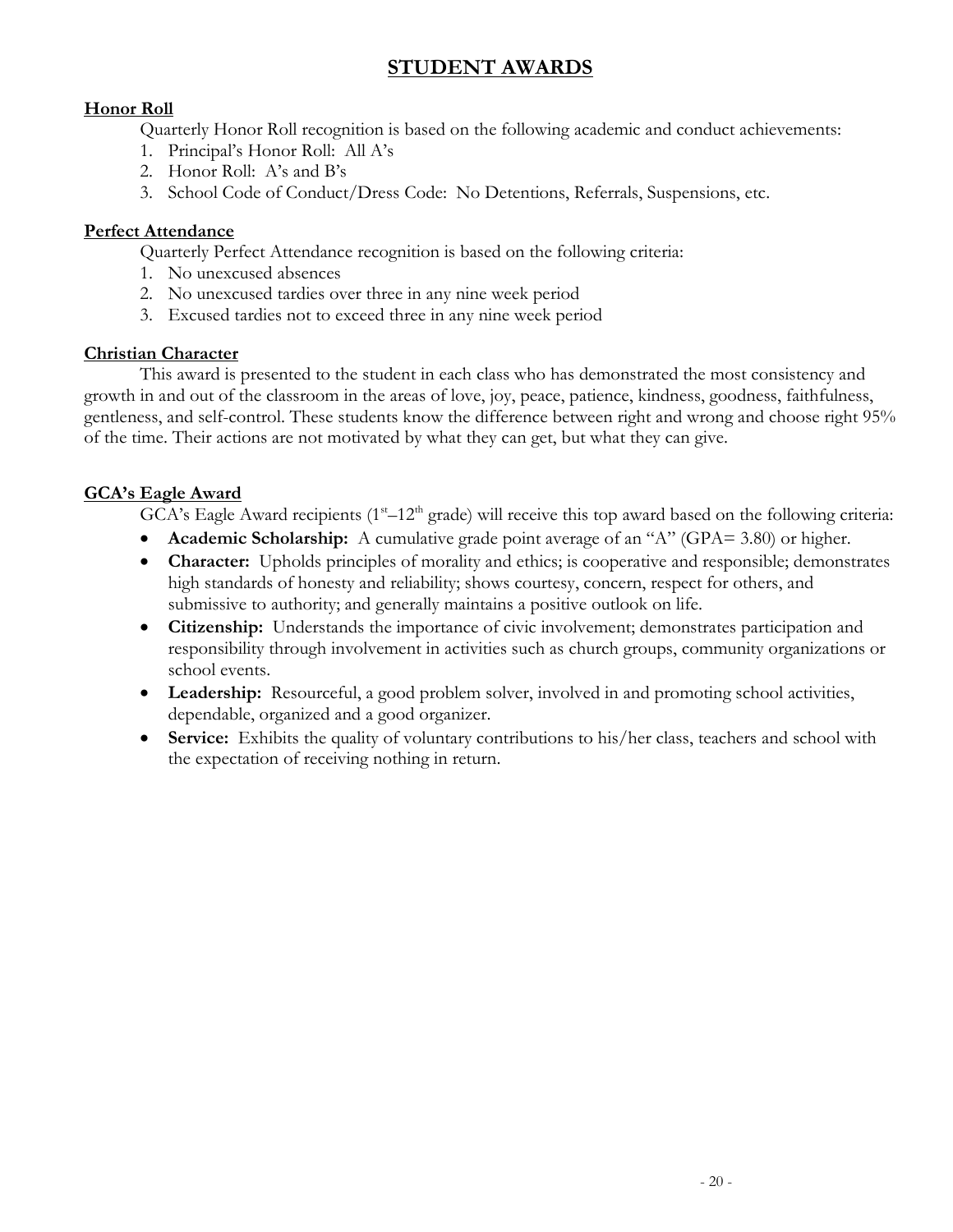# STUDENT AWARDS

**Honor Roll**

Quarterly Honor Roll recognition is based on the following academic and conduct achievements:

1. Principal's Honor Roll: All A's
2. Honor Roll: A's and B's
3. School Code of Conduct/Dress Code: No Detentions, Referrals, Suspensions, etc.

**Perfect Attendance**

Quarterly Perfect Attendance recognition is based on the following criteria:

1. No unexcused absences
2. No unexcused tardies over three in any nine week period
3. Excused tardies not to exceed three in any nine week period

**Christian Character**

This award is presented to the student in each class who has demonstrated the most consistency and growth in and out of the classroom in the areas of love, joy, peace, patience, kindness, goodness, faithfulness, gentleness, and self-control. These students know the difference between right and wrong and choose right 95% of the time. Their actions are not motivated by what they can get, but what they can give.

**GCA's Eagle Award**

GCA's Eagle Award recipients (1st–12th grade) will receive this top award based on the following criteria:

- **Academic Scholarship:** A cumulative grade point average of an "A" (GPA= 3.80) or higher.
- **Character:** Upholds principles of morality and ethics; is cooperative and responsible; demonstrates high standards of honesty and reliability; shows courtesy, concern, respect for others, and submissive to authority; and generally maintains a positive outlook on life.
- **Citizenship:** Understands the importance of civic involvement; demonstrates participation and responsibility through involvement in activities such as church groups, community organizations or school events.
- **Leadership:** Resourceful, a good problem solver, involved in and promoting school activities, dependable, organized and a good organizer.
- **Service:** Exhibits the quality of voluntary contributions to his/her class, teachers and school with the expectation of receiving nothing in return.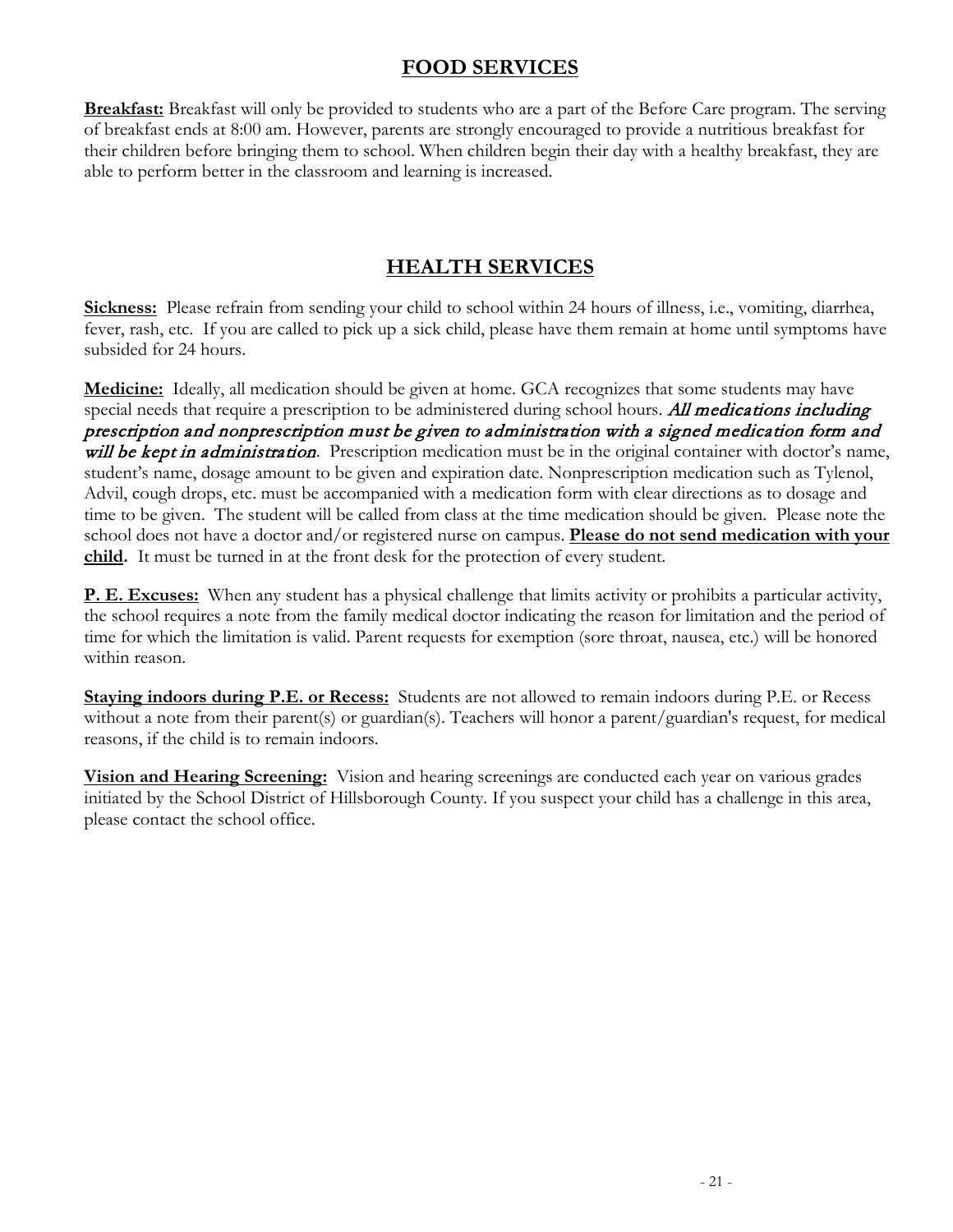## FOOD SERVICES

**Breakfast:** Breakfast will only be provided to students who are a part of the Before Care program. The serving of breakfast ends at 8:00 am. However, parents are strongly encouraged to provide a nutritious breakfast for their children before bringing them to school. When children begin their day with a healthy breakfast, they are able to perform better in the classroom and learning is increased.

## HEALTH SERVICES

**Sickness:** Please refrain from sending your child to school within 24 hours of illness, i.e., vomiting, diarrhea, fever, rash, etc. If you are called to pick up a sick child, please have them remain at home until symptoms have subsided for 24 hours.

**Medicine:** Ideally, all medication should be given at home. GCA recognizes that some students may have special needs that require a prescription to be administered during school hours. *All medications including prescription and nonprescription must be given to administration with a signed medication form and will be kept in administration*. Prescription medication must be in the original container with doctor's name, student's name, dosage amount to be given and expiration date. Nonprescription medication such as Tylenol, Advil, cough drops, etc. must be accompanied with a medication form with clear directions as to dosage and time to be given. The student will be called from class at the time medication should be given. Please note the school does not have a doctor and/or registered nurse on campus. **Please do not send medication with your child.** It must be turned in at the front desk for the protection of every student.

**P. E. Excuses:** When any student has a physical challenge that limits activity or prohibits a particular activity, the school requires a note from the family medical doctor indicating the reason for limitation and the period of time for which the limitation is valid. Parent requests for exemption (sore throat, nausea, etc.) will be honored within reason.

**Staying indoors during P.E. or Recess:** Students are not allowed to remain indoors during P.E. or Recess without a note from their parent(s) or guardian(s). Teachers will honor a parent/guardian's request, for medical reasons, if the child is to remain indoors.

**Vision and Hearing Screening:** Vision and hearing screenings are conducted each year on various grades initiated by the School District of Hillsborough County. If you suspect your child has a challenge in this area, please contact the school office.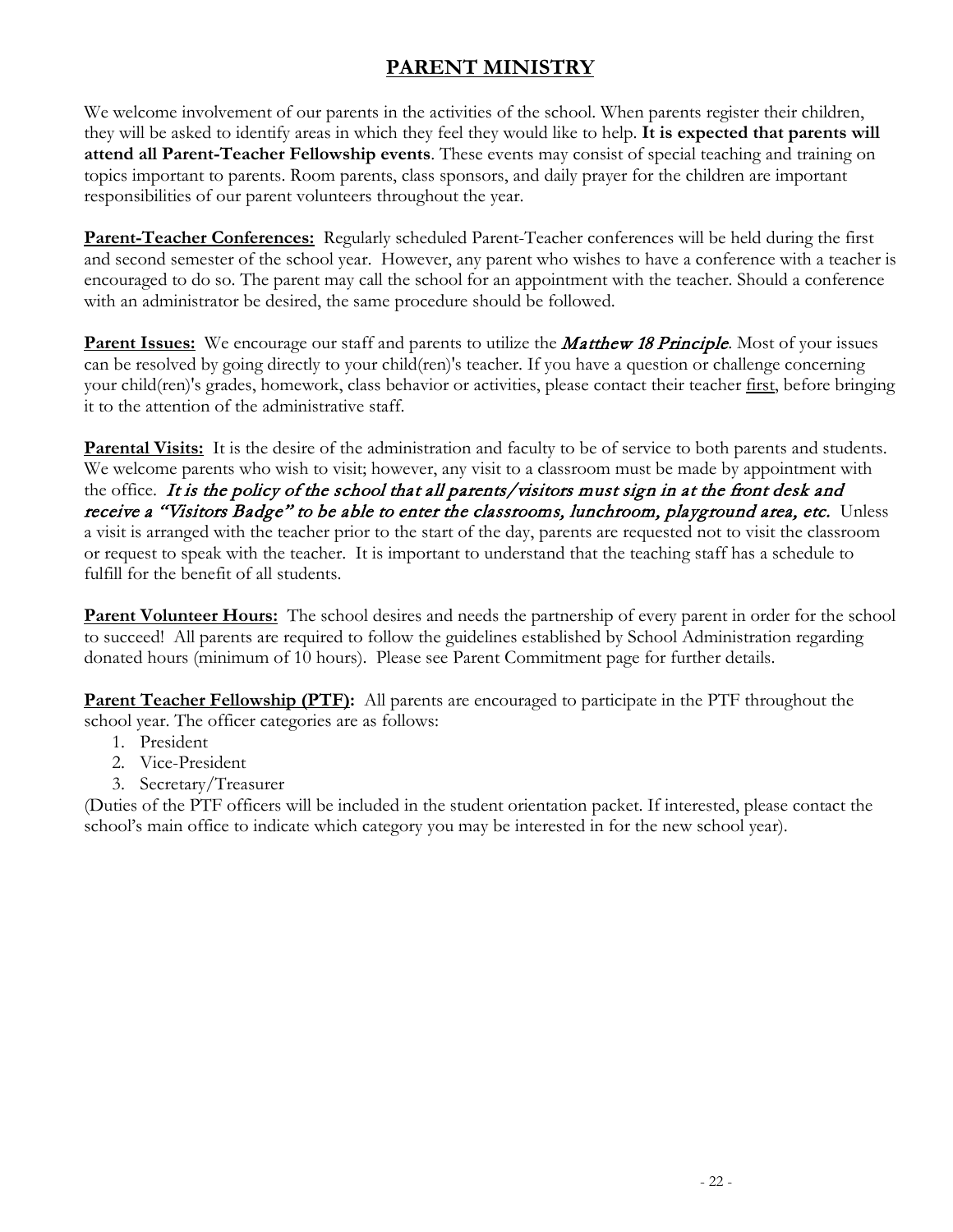# PARENT MINISTRY

We welcome involvement of our parents in the activities of the school. When parents register their children, they will be asked to identify areas in which they feel they would like to help. **It is expected that parents will attend all Parent-Teacher Fellowship events**. These events may consist of special teaching and training on topics important to parents. Room parents, class sponsors, and daily prayer for the children are important responsibilities of our parent volunteers throughout the year.

**Parent-Teacher Conferences:** Regularly scheduled Parent-Teacher conferences will be held during the first and second semester of the school year. However, any parent who wishes to have a conference with a teacher is encouraged to do so. The parent may call the school for an appointment with the teacher. Should a conference with an administrator be desired, the same procedure should be followed.

**Parent Issues:** We encourage our staff and parents to utilize the ***Matthew 18 Principle***. Most of your issues can be resolved by going directly to your child(ren)'s teacher. If you have a question or challenge concerning your child(ren)'s grades, homework, class behavior or activities, please contact their teacher first, before bringing it to the attention of the administrative staff.

**Parental Visits:** It is the desire of the administration and faculty to be of service to both parents and students. We welcome parents who wish to visit; however, any visit to a classroom must be made by appointment with the office. *It is the policy of the school that all parents/visitors must sign in at the front desk and receive a "Visitors Badge" to be able to enter the classrooms, lunchroom, playground area, etc.* Unless a visit is arranged with the teacher prior to the start of the day, parents are requested not to visit the classroom or request to speak with the teacher. It is important to understand that the teaching staff has a schedule to fulfill for the benefit of all students.

**Parent Volunteer Hours:** The school desires and needs the partnership of every parent in order for the school to succeed! All parents are required to follow the guidelines established by School Administration regarding donated hours (minimum of 10 hours). Please see Parent Commitment page for further details.

**Parent Teacher Fellowship (PTF):** All parents are encouraged to participate in the PTF throughout the school year. The officer categories are as follows:

1. President
2. Vice-President
3. Secretary/Treasurer

(Duties of the PTF officers will be included in the student orientation packet. If interested, please contact the school's main office to indicate which category you may be interested in for the new school year).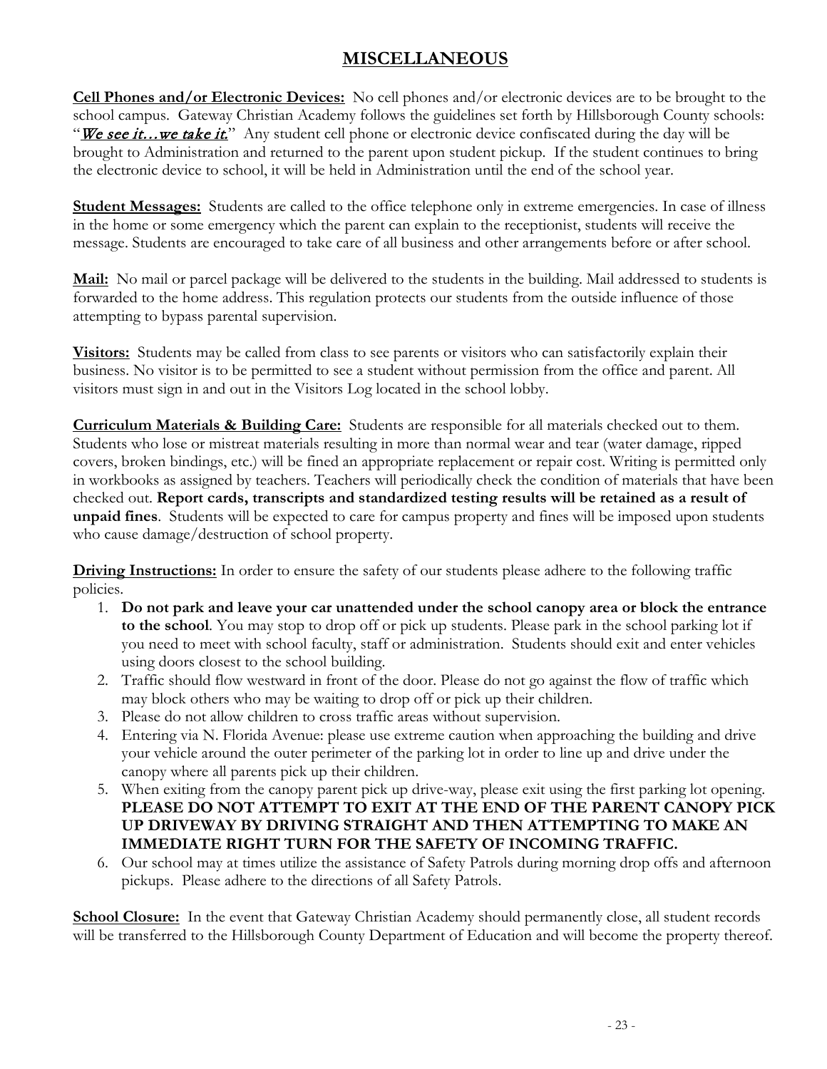# MISCELLANEOUS

**Cell Phones and/or Electronic Devices:** No cell phones and/or electronic devices are to be brought to the school campus. Gateway Christian Academy follows the guidelines set forth by Hillsborough County schools: "*We see it…we take it.*" Any student cell phone or electronic device confiscated during the day will be brought to Administration and returned to the parent upon student pickup. If the student continues to bring the electronic device to school, it will be held in Administration until the end of the school year.

**Student Messages:** Students are called to the office telephone only in extreme emergencies. In case of illness in the home or some emergency which the parent can explain to the receptionist, students will receive the message. Students are encouraged to take care of all business and other arrangements before or after school.

**Mail:** No mail or parcel package will be delivered to the students in the building. Mail addressed to students is forwarded to the home address. This regulation protects our students from the outside influence of those attempting to bypass parental supervision.

**Visitors:** Students may be called from class to see parents or visitors who can satisfactorily explain their business. No visitor is to be permitted to see a student without permission from the office and parent. All visitors must sign in and out in the Visitors Log located in the school lobby.

**Curriculum Materials & Building Care:** Students are responsible for all materials checked out to them. Students who lose or mistreat materials resulting in more than normal wear and tear (water damage, ripped covers, broken bindings, etc.) will be fined an appropriate replacement or repair cost. Writing is permitted only in workbooks as assigned by teachers. Teachers will periodically check the condition of materials that have been checked out. **Report cards, transcripts and standardized testing results will be retained as a result of unpaid fines**. Students will be expected to care for campus property and fines will be imposed upon students who cause damage/destruction of school property.

**Driving Instructions:** In order to ensure the safety of our students please adhere to the following traffic policies.

1. **Do not park and leave your car unattended under the school canopy area or block the entrance to the school**. You may stop to drop off or pick up students. Please park in the school parking lot if you need to meet with school faculty, staff or administration. Students should exit and enter vehicles using doors closest to the school building.
2. Traffic should flow westward in front of the door. Please do not go against the flow of traffic which may block others who may be waiting to drop off or pick up their children.
3. Please do not allow children to cross traffic areas without supervision.
4. Entering via N. Florida Avenue: please use extreme caution when approaching the building and drive your vehicle around the outer perimeter of the parking lot in order to line up and drive under the canopy where all parents pick up their children.
5. When exiting from the canopy parent pick up drive-way, please exit using the first parking lot opening. **PLEASE DO NOT ATTEMPT TO EXIT AT THE END OF THE PARENT CANOPY PICK UP DRIVEWAY BY DRIVING STRAIGHT AND THEN ATTEMPTING TO MAKE AN IMMEDIATE RIGHT TURN FOR THE SAFETY OF INCOMING TRAFFIC.**
6. Our school may at times utilize the assistance of Safety Patrols during morning drop offs and afternoon pickups. Please adhere to the directions of all Safety Patrols.

**School Closure:** In the event that Gateway Christian Academy should permanently close, all student records will be transferred to the Hillsborough County Department of Education and will become the property thereof.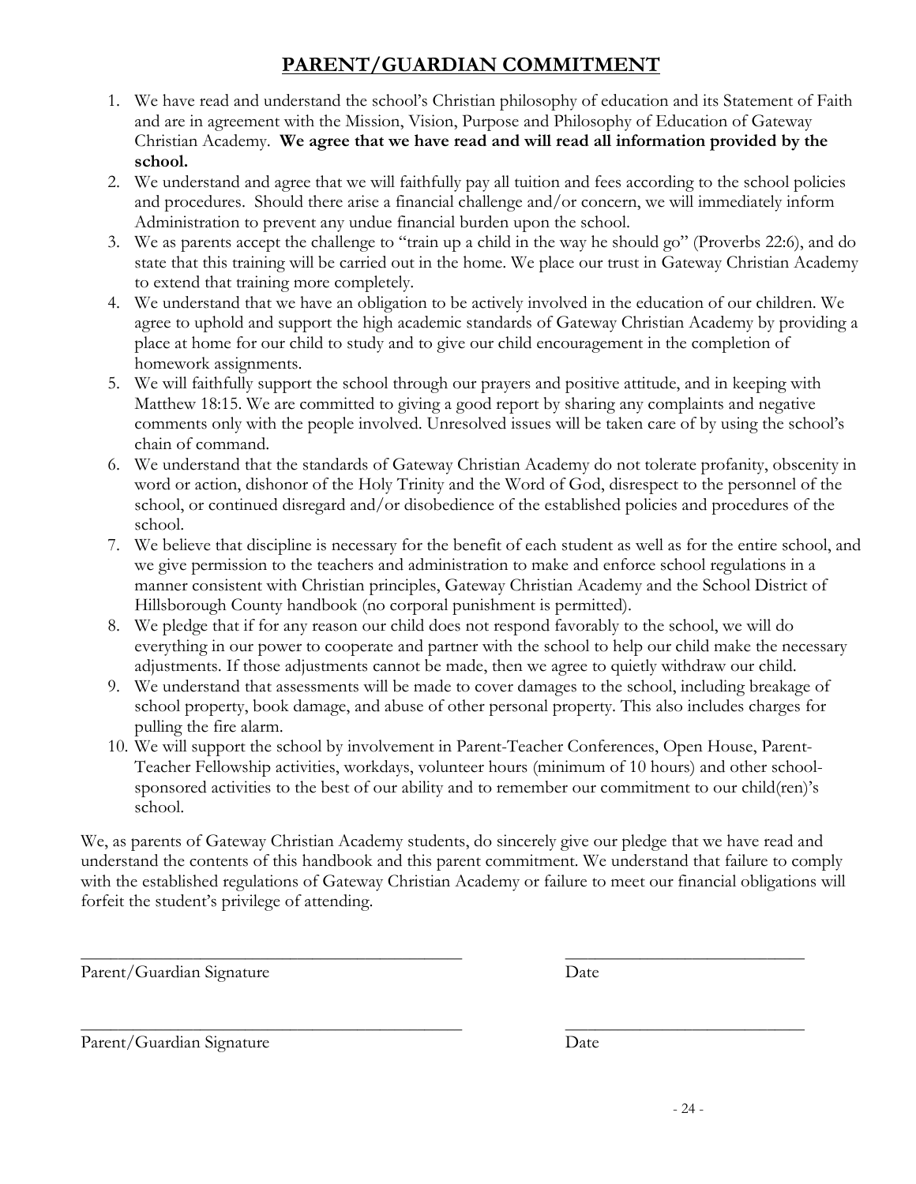# PARENT/GUARDIAN COMMITMENT

1. We have read and understand the school's Christian philosophy of education and its Statement of Faith and are in agreement with the Mission, Vision, Purpose and Philosophy of Education of Gateway Christian Academy. **We agree that we have read and will read all information provided by the school.**
2. We understand and agree that we will faithfully pay all tuition and fees according to the school policies and procedures. Should there arise a financial challenge and/or concern, we will immediately inform Administration to prevent any undue financial burden upon the school.
3. We as parents accept the challenge to "train up a child in the way he should go" (Proverbs 22:6), and do state that this training will be carried out in the home. We place our trust in Gateway Christian Academy to extend that training more completely.
4. We understand that we have an obligation to be actively involved in the education of our children. We agree to uphold and support the high academic standards of Gateway Christian Academy by providing a place at home for our child to study and to give our child encouragement in the completion of homework assignments.
5. We will faithfully support the school through our prayers and positive attitude, and in keeping with Matthew 18:15. We are committed to giving a good report by sharing any complaints and negative comments only with the people involved. Unresolved issues will be taken care of by using the school's chain of command.
6. We understand that the standards of Gateway Christian Academy do not tolerate profanity, obscenity in word or action, dishonor of the Holy Trinity and the Word of God, disrespect to the personnel of the school, or continued disregard and/or disobedience of the established policies and procedures of the school.
7. We believe that discipline is necessary for the benefit of each student as well as for the entire school, and we give permission to the teachers and administration to make and enforce school regulations in a manner consistent with Christian principles, Gateway Christian Academy and the School District of Hillsborough County handbook (no corporal punishment is permitted).
8. We pledge that if for any reason our child does not respond favorably to the school, we will do everything in our power to cooperate and partner with the school to help our child make the necessary adjustments. If those adjustments cannot be made, then we agree to quietly withdraw our child.
9. We understand that assessments will be made to cover damages to the school, including breakage of school property, book damage, and abuse of other personal property. This also includes charges for pulling the fire alarm.
10. We will support the school by involvement in Parent-Teacher Conferences, Open House, Parent-Teacher Fellowship activities, workdays, volunteer hours (minimum of 10 hours) and other school-sponsored activities to the best of our ability and to remember our commitment to our child(ren)'s school.

We, as parents of Gateway Christian Academy students, do sincerely give our pledge that we have read and understand the contents of this handbook and this parent commitment. We understand that failure to comply with the established regulations of Gateway Christian Academy or failure to meet our financial obligations will forfeit the student's privilege of attending.

\_\_\_\_\_\_\_\_\_\_\_\_\_\_\_\_\_\_\_\_\_\_\_\_\_\_\_\_\_\_\_\_\_\_\_\_\_\_\_\_\_\_ \_\_\_\_\_\_\_\_\_\_\_\_\_\_\_\_\_\_\_\_\_\_\_\_\_\_\_

Parent/Guardian Signature Date

\_\_\_\_\_\_\_\_\_\_\_\_\_\_\_\_\_\_\_\_\_\_\_\_\_\_\_\_\_\_\_\_\_\_\_\_\_\_\_\_\_\_ \_\_\_\_\_\_\_\_\_\_\_\_\_\_\_\_\_\_\_\_\_\_\_\_\_\_\_

Parent/Guardian Signature Date